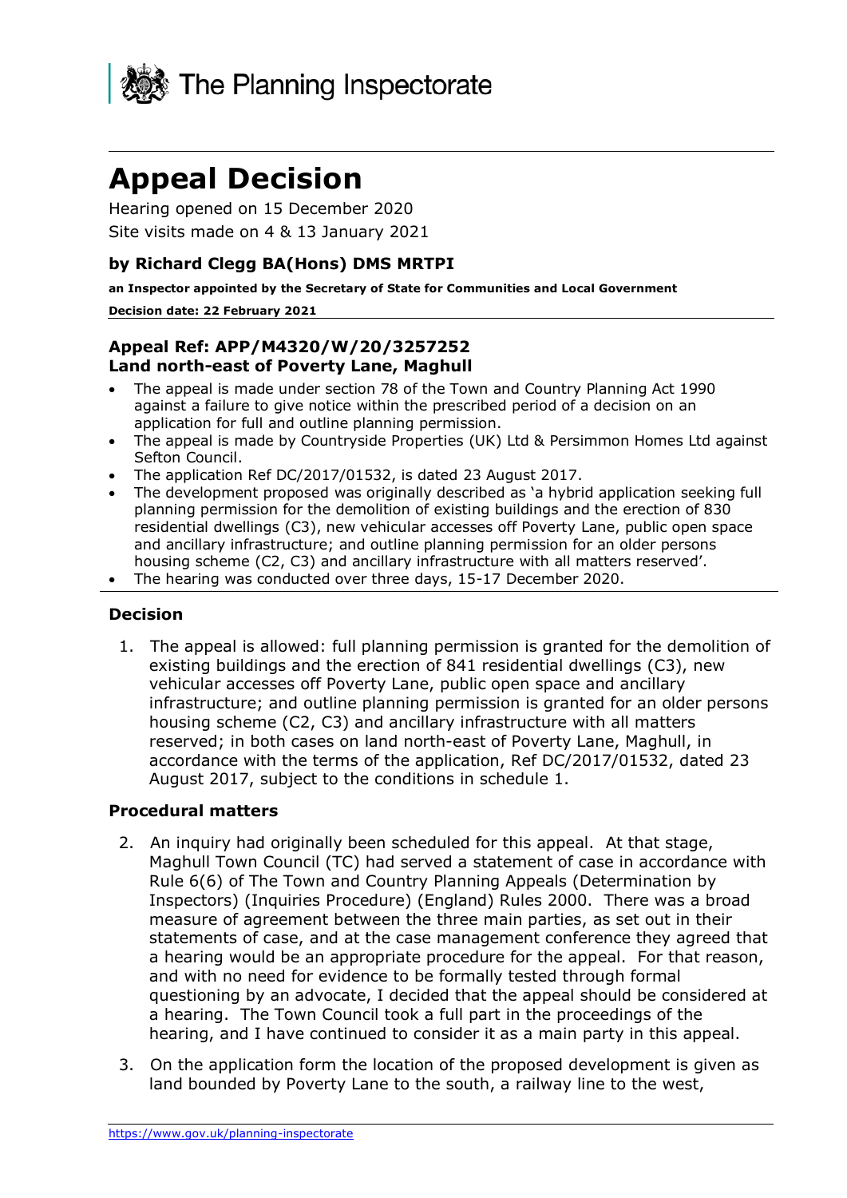The Planning Inspectorate

# Appeal Decision

Hearing opened on 15 December 2020

Site visits made on 4 & 13 January 2021

### by Richard Clegg BA(Hons) DMS MRTPI

**an Inspector appointed by the Secretary of State for Communities and Local Government**

**Decision date: 22 February 2021**

### Appeal Ref: APP/M4320/W/20/3257252
### Land north-east of Poverty Lane, Maghull

- The appeal is made under section 78 of the Town and Country Planning Act 1990 against a failure to give notice within the prescribed period of a decision on an application for full and outline planning permission.
- The appeal is made by Countryside Properties (UK) Ltd & Persimmon Homes Ltd against Sefton Council.
- The application Ref DC/2017/01532, is dated 23 August 2017.
- The development proposed was originally described as 'a hybrid application seeking full planning permission for the demolition of existing buildings and the erection of 830 residential dwellings (C3), new vehicular accesses off Poverty Lane, public open space and ancillary infrastructure; and outline planning permission for an older persons housing scheme (C2, C3) and ancillary infrastructure with all matters reserved'.
- The hearing was conducted over three days, 15-17 December 2020.

## Decision

1. The appeal is allowed: full planning permission is granted for the demolition of existing buildings and the erection of 841 residential dwellings (C3), new vehicular accesses off Poverty Lane, public open space and ancillary infrastructure; and outline planning permission is granted for an older persons housing scheme (C2, C3) and ancillary infrastructure with all matters reserved; in both cases on land north-east of Poverty Lane, Maghull, in accordance with the terms of the application, Ref DC/2017/01532, dated 23 August 2017, subject to the conditions in schedule 1.

## Procedural matters

2. An inquiry had originally been scheduled for this appeal. At that stage, Maghull Town Council (TC) had served a statement of case in accordance with Rule 6(6) of The Town and Country Planning Appeals (Determination by Inspectors) (Inquiries Procedure) (England) Rules 2000. There was a broad measure of agreement between the three main parties, as set out in their statements of case, and at the case management conference they agreed that a hearing would be an appropriate procedure for the appeal. For that reason, and with no need for evidence to be formally tested through formal questioning by an advocate, I decided that the appeal should be considered at a hearing. The Town Council took a full part in the proceedings of the hearing, and I have continued to consider it as a main party in this appeal.

3. On the application form the location of the proposed development is given as land bounded by Poverty Lane to the south, a railway line to the west,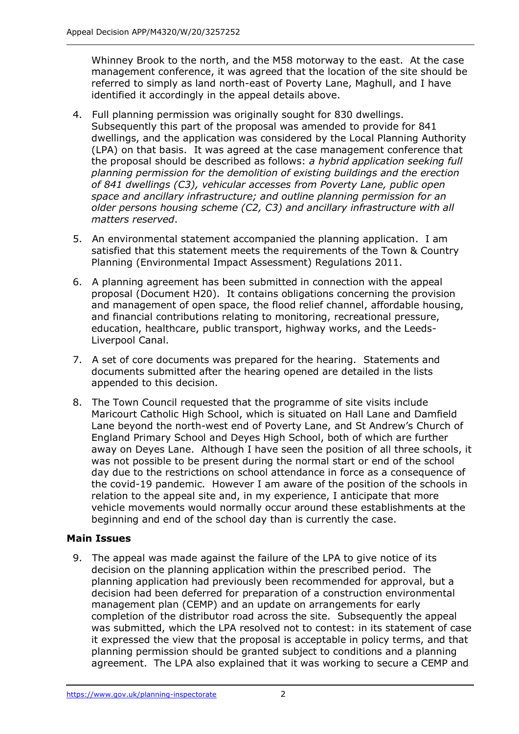Whinney Brook to the north, and the M58 motorway to the east. At the case management conference, it was agreed that the location of the site should be referred to simply as land north-east of Poverty Lane, Maghull, and I have identified it accordingly in the appeal details above.

4. Full planning permission was originally sought for 830 dwellings. Subsequently this part of the proposal was amended to provide for 841 dwellings, and the application was considered by the Local Planning Authority (LPA) on that basis. It was agreed at the case management conference that the proposal should be described as follows: *a hybrid application seeking full planning permission for the demolition of existing buildings and the erection of 841 dwellings (C3), vehicular accesses from Poverty Lane, public open space and ancillary infrastructure; and outline planning permission for an older persons housing scheme (C2, C3) and ancillary infrastructure with all matters reserved*.

5. An environmental statement accompanied the planning application. I am satisfied that this statement meets the requirements of the Town & Country Planning (Environmental Impact Assessment) Regulations 2011.

6. A planning agreement has been submitted in connection with the appeal proposal (Document H20). It contains obligations concerning the provision and management of open space, the flood relief channel, affordable housing, and financial contributions relating to monitoring, recreational pressure, education, healthcare, public transport, highway works, and the Leeds-Liverpool Canal.

7. A set of core documents was prepared for the hearing. Statements and documents submitted after the hearing opened are detailed in the lists appended to this decision.

8. The Town Council requested that the programme of site visits include Maricourt Catholic High School, which is situated on Hall Lane and Damfield Lane beyond the north-west end of Poverty Lane, and St Andrew's Church of England Primary School and Deyes High School, both of which are further away on Deyes Lane. Although I have seen the position of all three schools, it was not possible to be present during the normal start or end of the school day due to the restrictions on school attendance in force as a consequence of the covid-19 pandemic. However I am aware of the position of the schools in relation to the appeal site and, in my experience, I anticipate that more vehicle movements would normally occur around these establishments at the beginning and end of the school day than is currently the case.

## Main Issues

9. The appeal was made against the failure of the LPA to give notice of its decision on the planning application within the prescribed period. The planning application had previously been recommended for approval, but a decision had been deferred for preparation of a construction environmental management plan (CEMP) and an update on arrangements for early completion of the distributor road across the site. Subsequently the appeal was submitted, which the LPA resolved not to contest: in its statement of case it expressed the view that the proposal is acceptable in policy terms, and that planning permission should be granted subject to conditions and a planning agreement. The LPA also explained that it was working to secure a CEMP and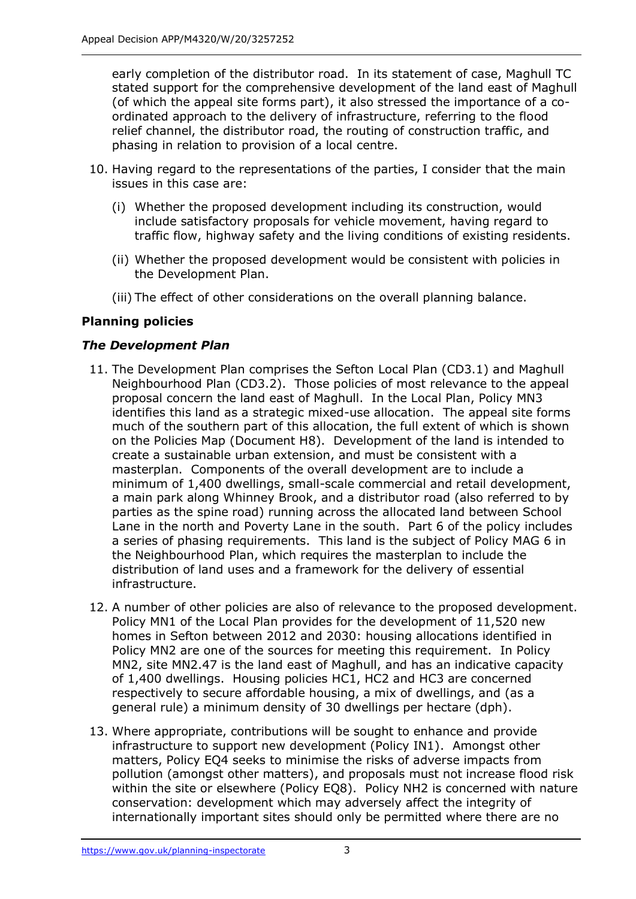early completion of the distributor road. In its statement of case, Maghull TC stated support for the comprehensive development of the land east of Maghull (of which the appeal site forms part), it also stressed the importance of a co-ordinated approach to the delivery of infrastructure, referring to the flood relief channel, the distributor road, the routing of construction traffic, and phasing in relation to provision of a local centre.

10. Having regard to the representations of the parties, I consider that the main issues in this case are:

    (i) Whether the proposed development including its construction, would include satisfactory proposals for vehicle movement, having regard to traffic flow, highway safety and the living conditions of existing residents.

    (ii) Whether the proposed development would be consistent with policies in the Development Plan.

    (iii) The effect of other considerations on the overall planning balance.

## Planning policies

### *The Development Plan*

11. The Development Plan comprises the Sefton Local Plan (CD3.1) and Maghull Neighbourhood Plan (CD3.2). Those policies of most relevance to the appeal proposal concern the land east of Maghull. In the Local Plan, Policy MN3 identifies this land as a strategic mixed-use allocation. The appeal site forms much of the southern part of this allocation, the full extent of which is shown on the Policies Map (Document H8). Development of the land is intended to create a sustainable urban extension, and must be consistent with a masterplan. Components of the overall development are to include a minimum of 1,400 dwellings, small-scale commercial and retail development, a main park along Whinney Brook, and a distributor road (also referred to by parties as the spine road) running across the allocated land between School Lane in the north and Poverty Lane in the south. Part 6 of the policy includes a series of phasing requirements. This land is the subject of Policy MAG 6 in the Neighbourhood Plan, which requires the masterplan to include the distribution of land uses and a framework for the delivery of essential infrastructure.

12. A number of other policies are also of relevance to the proposed development. Policy MN1 of the Local Plan provides for the development of 11,520 new homes in Sefton between 2012 and 2030: housing allocations identified in Policy MN2 are one of the sources for meeting this requirement. In Policy MN2, site MN2.47 is the land east of Maghull, and has an indicative capacity of 1,400 dwellings. Housing policies HC1, HC2 and HC3 are concerned respectively to secure affordable housing, a mix of dwellings, and (as a general rule) a minimum density of 30 dwellings per hectare (dph).

13. Where appropriate, contributions will be sought to enhance and provide infrastructure to support new development (Policy IN1). Amongst other matters, Policy EQ4 seeks to minimise the risks of adverse impacts from pollution (amongst other matters), and proposals must not increase flood risk within the site or elsewhere (Policy EQ8). Policy NH2 is concerned with nature conservation: development which may adversely affect the integrity of internationally important sites should only be permitted where there are no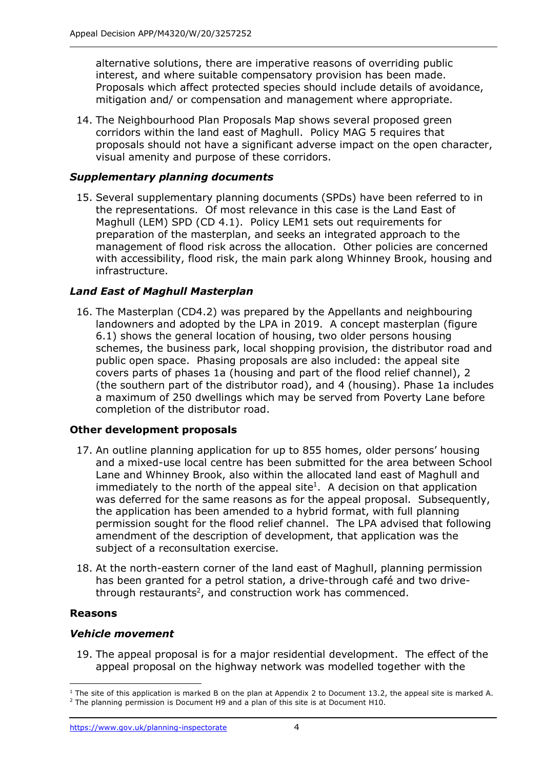alternative solutions, there are imperative reasons of overriding public interest, and where suitable compensatory provision has been made. Proposals which affect protected species should include details of avoidance, mitigation and/ or compensation and management where appropriate.

14. The Neighbourhood Plan Proposals Map shows several proposed green corridors within the land east of Maghull. Policy MAG 5 requires that proposals should not have a significant adverse impact on the open character, visual amenity and purpose of these corridors.

### *Supplementary planning documents*

15. Several supplementary planning documents (SPDs) have been referred to in the representations. Of most relevance in this case is the Land East of Maghull (LEM) SPD (CD 4.1). Policy LEM1 sets out requirements for preparation of the masterplan, and seeks an integrated approach to the management of flood risk across the allocation. Other policies are concerned with accessibility, flood risk, the main park along Whinney Brook, housing and infrastructure.

### *Land East of Maghull Masterplan*

16. The Masterplan (CD4.2) was prepared by the Appellants and neighbouring landowners and adopted by the LPA in 2019. A concept masterplan (figure 6.1) shows the general location of housing, two older persons housing schemes, the business park, local shopping provision, the distributor road and public open space. Phasing proposals are also included: the appeal site covers parts of phases 1a (housing and part of the flood relief channel), 2 (the southern part of the distributor road), and 4 (housing). Phase 1a includes a maximum of 250 dwellings which may be served from Poverty Lane before completion of the distributor road.

## **Other development proposals**

17. An outline planning application for up to 855 homes, older persons' housing and a mixed-use local centre has been submitted for the area between School Lane and Whinney Brook, also within the allocated land east of Maghull and immediately to the north of the appeal site[1]. A decision on that application was deferred for the same reasons as for the appeal proposal. Subsequently, the application has been amended to a hybrid format, with full planning permission sought for the flood relief channel. The LPA advised that following amendment of the description of development, that application was the subject of a reconsultation exercise.

18. At the north-eastern corner of the land east of Maghull, planning permission has been granted for a petrol station, a drive-through café and two drive-through restaurants[2], and construction work has commenced.

## **Reasons**

### *Vehicle movement*

19. The appeal proposal is for a major residential development. The effect of the appeal proposal on the highway network was modelled together with the

---

[1] The site of this application is marked B on the plan at Appendix 2 to Document 13.2, the appeal site is marked A.

[2] The planning permission is Document H9 and a plan of this site is at Document H10.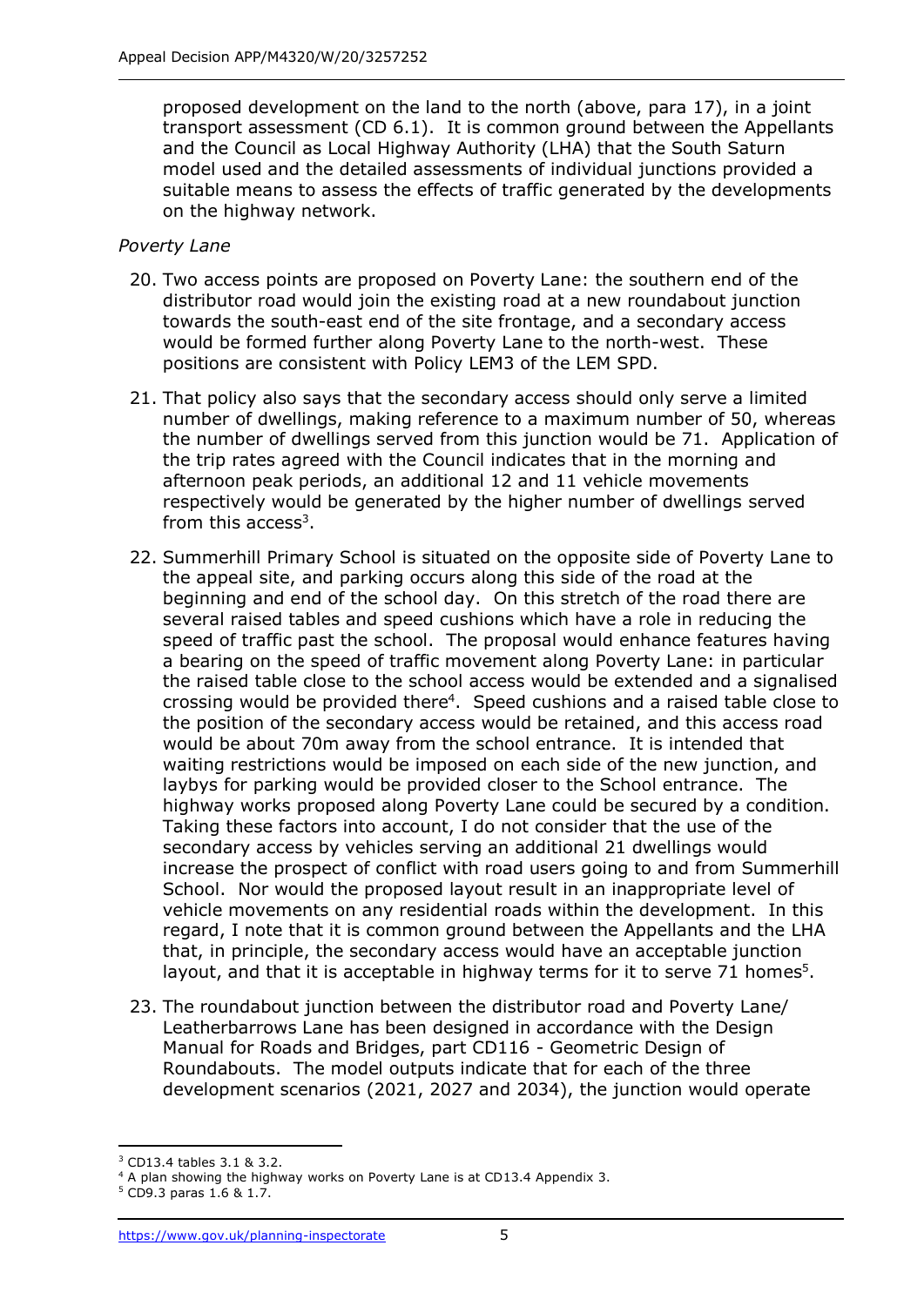proposed development on the land to the north (above, para 17), in a joint transport assessment (CD 6.1). It is common ground between the Appellants and the Council as Local Highway Authority (LHA) that the South Saturn model used and the detailed assessments of individual junctions provided a suitable means to assess the effects of traffic generated by the developments on the highway network.

*Poverty Lane*

20. Two access points are proposed on Poverty Lane: the southern end of the distributor road would join the existing road at a new roundabout junction towards the south-east end of the site frontage, and a secondary access would be formed further along Poverty Lane to the north-west. These positions are consistent with Policy LEM3 of the LEM SPD.

21. That policy also says that the secondary access should only serve a limited number of dwellings, making reference to a maximum number of 50, whereas the number of dwellings served from this junction would be 71. Application of the trip rates agreed with the Council indicates that in the morning and afternoon peak periods, an additional 12 and 11 vehicle movements respectively would be generated by the higher number of dwellings served from this access[3].

22. Summerhill Primary School is situated on the opposite side of Poverty Lane to the appeal site, and parking occurs along this side of the road at the beginning and end of the school day. On this stretch of the road there are several raised tables and speed cushions which have a role in reducing the speed of traffic past the school. The proposal would enhance features having a bearing on the speed of traffic movement along Poverty Lane: in particular the raised table close to the school access would be extended and a signalised crossing would be provided there[4]. Speed cushions and a raised table close to the position of the secondary access would be retained, and this access road would be about 70m away from the school entrance. It is intended that waiting restrictions would be imposed on each side of the new junction, and laybys for parking would be provided closer to the School entrance. The highway works proposed along Poverty Lane could be secured by a condition. Taking these factors into account, I do not consider that the use of the secondary access by vehicles serving an additional 21 dwellings would increase the prospect of conflict with road users going to and from Summerhill School. Nor would the proposed layout result in an inappropriate level of vehicle movements on any residential roads within the development. In this regard, I note that it is common ground between the Appellants and the LHA that, in principle, the secondary access would have an acceptable junction layout, and that it is acceptable in highway terms for it to serve 71 homes[5].

23. The roundabout junction between the distributor road and Poverty Lane/ Leatherbarrows Lane has been designed in accordance with the Design Manual for Roads and Bridges, part CD116 - Geometric Design of Roundabouts. The model outputs indicate that for each of the three development scenarios (2021, 2027 and 2034), the junction would operate

---

[3] CD13.4 tables 3.1 & 3.2.

[4] A plan showing the highway works on Poverty Lane is at CD13.4 Appendix 3.

[5] CD9.3 paras 1.6 & 1.7.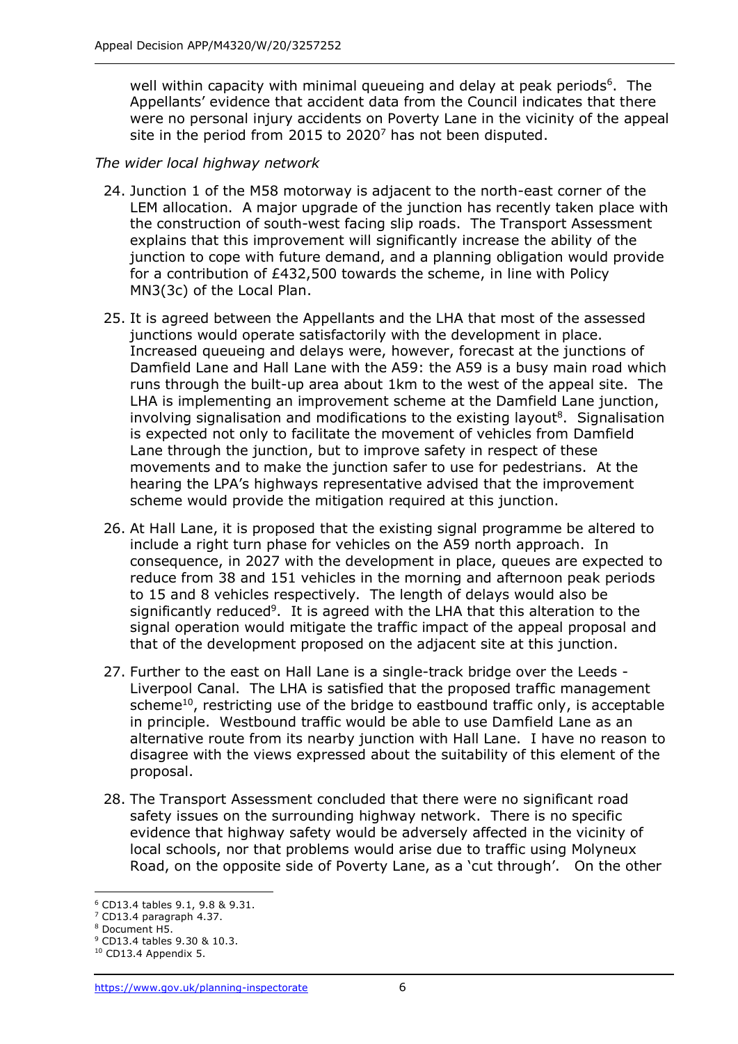well within capacity with minimal queueing and delay at peak periods[6]. The Appellants' evidence that accident data from the Council indicates that there were no personal injury accidents on Poverty Lane in the vicinity of the appeal site in the period from 2015 to 2020[7] has not been disputed.

*The wider local highway network*

24. Junction 1 of the M58 motorway is adjacent to the north-east corner of the LEM allocation. A major upgrade of the junction has recently taken place with the construction of south-west facing slip roads. The Transport Assessment explains that this improvement will significantly increase the ability of the junction to cope with future demand, and a planning obligation would provide for a contribution of £432,500 towards the scheme, in line with Policy MN3(3c) of the Local Plan.

25. It is agreed between the Appellants and the LHA that most of the assessed junctions would operate satisfactorily with the development in place. Increased queueing and delays were, however, forecast at the junctions of Damfield Lane and Hall Lane with the A59: the A59 is a busy main road which runs through the built-up area about 1km to the west of the appeal site. The LHA is implementing an improvement scheme at the Damfield Lane junction, involving signalisation and modifications to the existing layout[8]. Signalisation is expected not only to facilitate the movement of vehicles from Damfield Lane through the junction, but to improve safety in respect of these movements and to make the junction safer to use for pedestrians. At the hearing the LPA's highways representative advised that the improvement scheme would provide the mitigation required at this junction.

26. At Hall Lane, it is proposed that the existing signal programme be altered to include a right turn phase for vehicles on the A59 north approach. In consequence, in 2027 with the development in place, queues are expected to reduce from 38 and 151 vehicles in the morning and afternoon peak periods to 15 and 8 vehicles respectively. The length of delays would also be significantly reduced[9]. It is agreed with the LHA that this alteration to the signal operation would mitigate the traffic impact of the appeal proposal and that of the development proposed on the adjacent site at this junction.

27. Further to the east on Hall Lane is a single-track bridge over the Leeds - Liverpool Canal. The LHA is satisfied that the proposed traffic management scheme[10], restricting use of the bridge to eastbound traffic only, is acceptable in principle. Westbound traffic would be able to use Damfield Lane as an alternative route from its nearby junction with Hall Lane. I have no reason to disagree with the views expressed about the suitability of this element of the proposal.

28. The Transport Assessment concluded that there were no significant road safety issues on the surrounding highway network. There is no specific evidence that highway safety would be adversely affected in the vicinity of local schools, nor that problems would arise due to traffic using Molyneux Road, on the opposite side of Poverty Lane, as a 'cut through'. On the other

---

[6] CD13.4 tables 9.1, 9.8 & 9.31.
[7] CD13.4 paragraph 4.37.
[8] Document H5.
[9] CD13.4 tables 9.30 & 10.3.
[10] CD13.4 Appendix 5.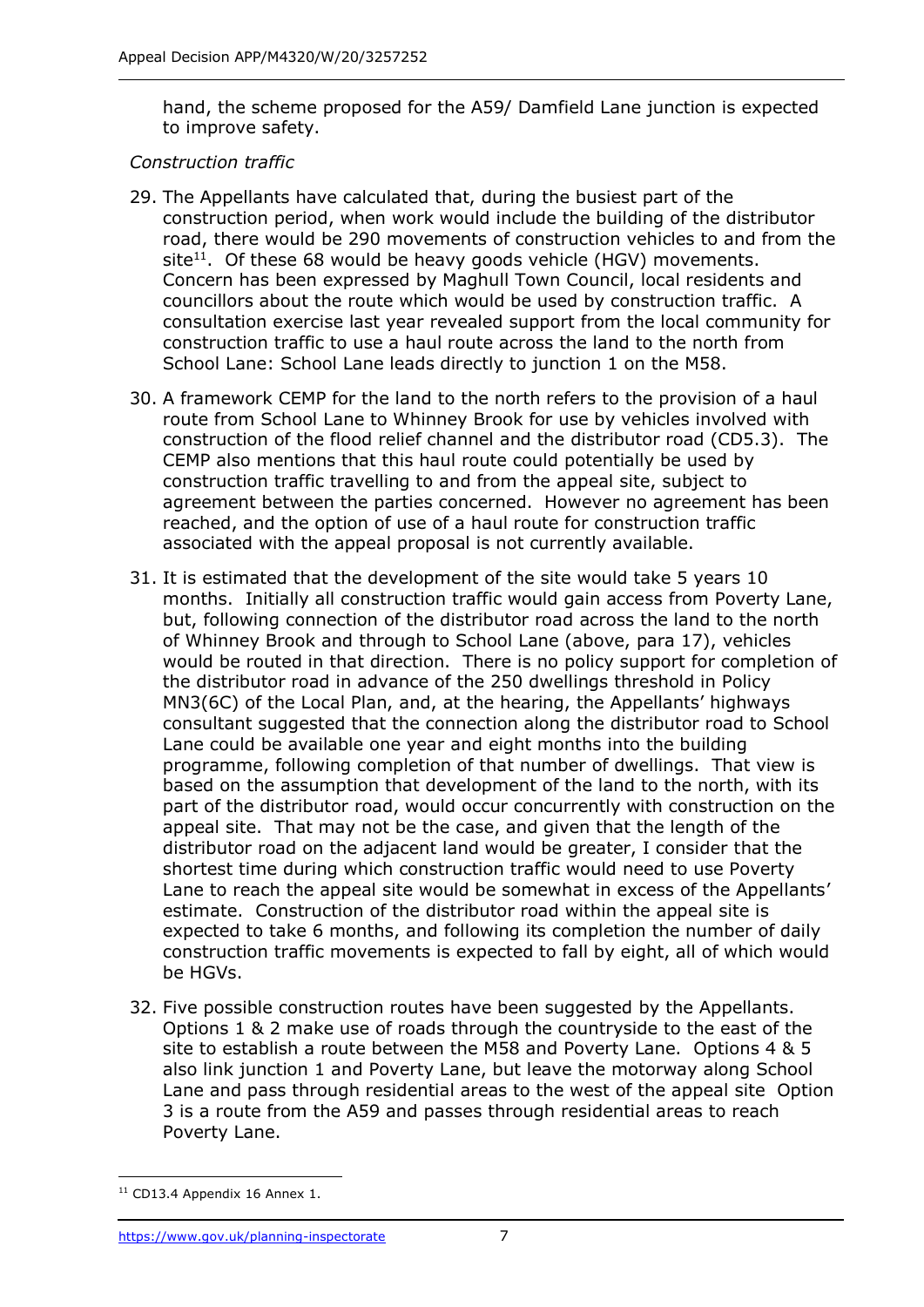hand, the scheme proposed for the A59/ Damfield Lane junction is expected to improve safety.

*Construction traffic*

29. The Appellants have calculated that, during the busiest part of the construction period, when work would include the building of the distributor road, there would be 290 movements of construction vehicles to and from the site[11]. Of these 68 would be heavy goods vehicle (HGV) movements. Concern has been expressed by Maghull Town Council, local residents and councillors about the route which would be used by construction traffic. A consultation exercise last year revealed support from the local community for construction traffic to use a haul route across the land to the north from School Lane: School Lane leads directly to junction 1 on the M58.

30. A framework CEMP for the land to the north refers to the provision of a haul route from School Lane to Whinney Brook for use by vehicles involved with construction of the flood relief channel and the distributor road (CD5.3). The CEMP also mentions that this haul route could potentially be used by construction traffic travelling to and from the appeal site, subject to agreement between the parties concerned. However no agreement has been reached, and the option of use of a haul route for construction traffic associated with the appeal proposal is not currently available.

31. It is estimated that the development of the site would take 5 years 10 months. Initially all construction traffic would gain access from Poverty Lane, but, following connection of the distributor road across the land to the north of Whinney Brook and through to School Lane (above, para 17), vehicles would be routed in that direction. There is no policy support for completion of the distributor road in advance of the 250 dwellings threshold in Policy MN3(6C) of the Local Plan, and, at the hearing, the Appellants' highways consultant suggested that the connection along the distributor road to School Lane could be available one year and eight months into the building programme, following completion of that number of dwellings. That view is based on the assumption that development of the land to the north, with its part of the distributor road, would occur concurrently with construction on the appeal site. That may not be the case, and given that the length of the distributor road on the adjacent land would be greater, I consider that the shortest time during which construction traffic would need to use Poverty Lane to reach the appeal site would be somewhat in excess of the Appellants' estimate. Construction of the distributor road within the appeal site is expected to take 6 months, and following its completion the number of daily construction traffic movements is expected to fall by eight, all of which would be HGVs.

32. Five possible construction routes have been suggested by the Appellants. Options 1 & 2 make use of roads through the countryside to the east of the site to establish a route between the M58 and Poverty Lane. Options 4 & 5 also link junction 1 and Poverty Lane, but leave the motorway along School Lane and pass through residential areas to the west of the appeal site Option 3 is a route from the A59 and passes through residential areas to reach Poverty Lane.

---

[11] CD13.4 Appendix 16 Annex 1.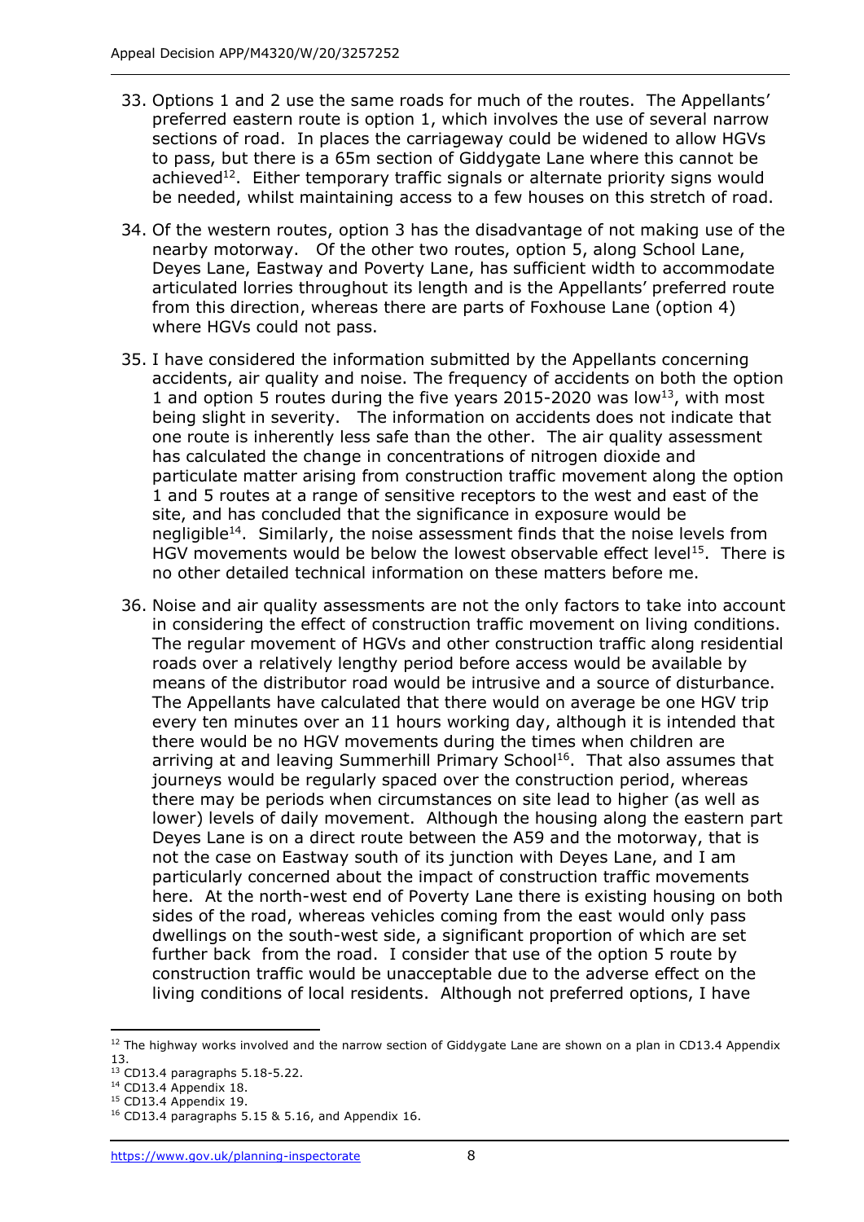33. Options 1 and 2 use the same roads for much of the routes. The Appellants' preferred eastern route is option 1, which involves the use of several narrow sections of road. In places the carriageway could be widened to allow HGVs to pass, but there is a 65m section of Giddygate Lane where this cannot be achieved[12]. Either temporary traffic signals or alternate priority signs would be needed, whilst maintaining access to a few houses on this stretch of road.

34. Of the western routes, option 3 has the disadvantage of not making use of the nearby motorway. Of the other two routes, option 5, along School Lane, Deyes Lane, Eastway and Poverty Lane, has sufficient width to accommodate articulated lorries throughout its length and is the Appellants' preferred route from this direction, whereas there are parts of Foxhouse Lane (option 4) where HGVs could not pass.

35. I have considered the information submitted by the Appellants concerning accidents, air quality and noise. The frequency of accidents on both the option 1 and option 5 routes during the five years 2015-2020 was low[13], with most being slight in severity. The information on accidents does not indicate that one route is inherently less safe than the other. The air quality assessment has calculated the change in concentrations of nitrogen dioxide and particulate matter arising from construction traffic movement along the option 1 and 5 routes at a range of sensitive receptors to the west and east of the site, and has concluded that the significance in exposure would be negligible[14]. Similarly, the noise assessment finds that the noise levels from HGV movements would be below the lowest observable effect level[15]. There is no other detailed technical information on these matters before me.

36. Noise and air quality assessments are not the only factors to take into account in considering the effect of construction traffic movement on living conditions. The regular movement of HGVs and other construction traffic along residential roads over a relatively lengthy period before access would be available by means of the distributor road would be intrusive and a source of disturbance. The Appellants have calculated that there would on average be one HGV trip every ten minutes over an 11 hours working day, although it is intended that there would be no HGV movements during the times when children are arriving at and leaving Summerhill Primary School[16]. That also assumes that journeys would be regularly spaced over the construction period, whereas there may be periods when circumstances on site lead to higher (as well as lower) levels of daily movement. Although the housing along the eastern part Deyes Lane is on a direct route between the A59 and the motorway, that is not the case on Eastway south of its junction with Deyes Lane, and I am particularly concerned about the impact of construction traffic movements here. At the north-west end of Poverty Lane there is existing housing on both sides of the road, whereas vehicles coming from the east would only pass dwellings on the south-west side, a significant proportion of which are set further back from the road. I consider that use of the option 5 route by construction traffic would be unacceptable due to the adverse effect on the living conditions of local residents. Although not preferred options, I have

---

[12] The highway works involved and the narrow section of Giddygate Lane are shown on a plan in CD13.4 Appendix 13.

[13] CD13.4 paragraphs 5.18-5.22.

[14] CD13.4 Appendix 18.

[15] CD13.4 Appendix 19.

[16] CD13.4 paragraphs 5.15 & 5.16, and Appendix 16.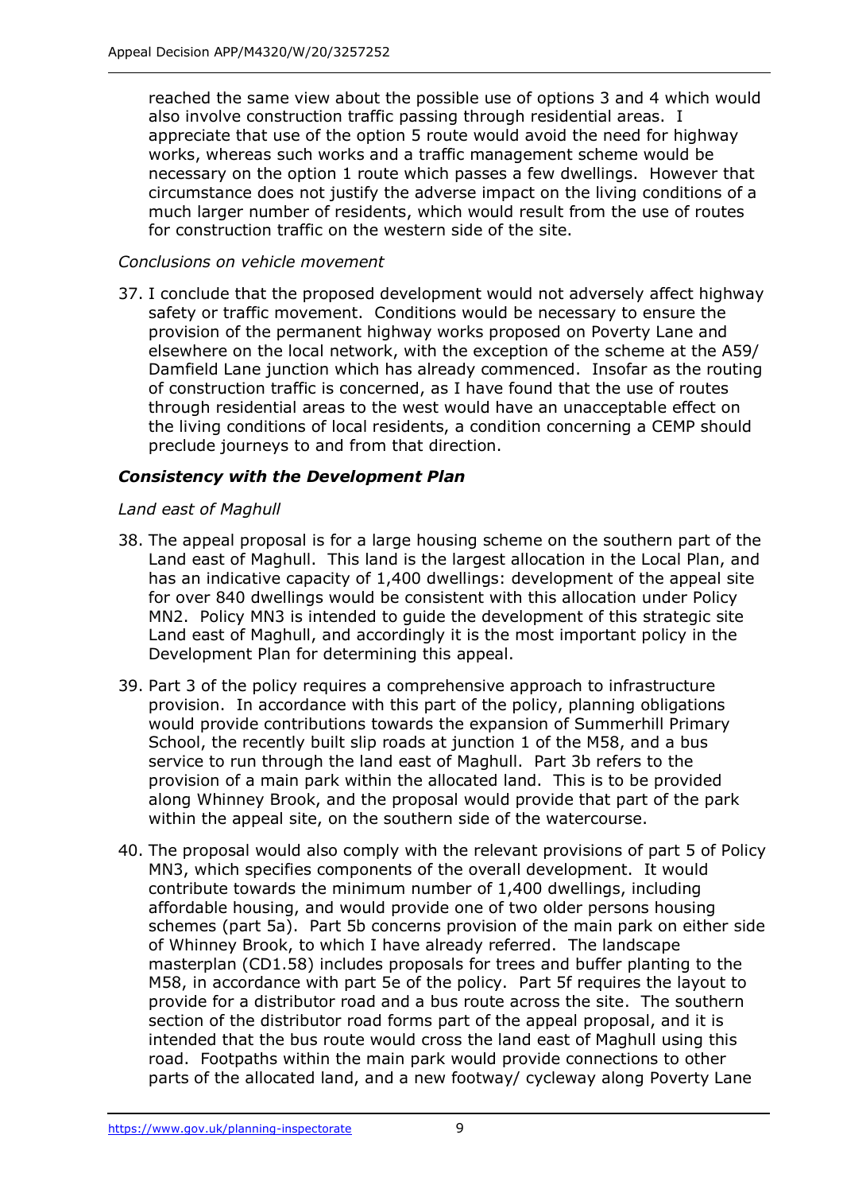reached the same view about the possible use of options 3 and 4 which would also involve construction traffic passing through residential areas. I appreciate that use of the option 5 route would avoid the need for highway works, whereas such works and a traffic management scheme would be necessary on the option 1 route which passes a few dwellings. However that circumstance does not justify the adverse impact on the living conditions of a much larger number of residents, which would result from the use of routes for construction traffic on the western side of the site.

*Conclusions on vehicle movement*

37. I conclude that the proposed development would not adversely affect highway safety or traffic movement. Conditions would be necessary to ensure the provision of the permanent highway works proposed on Poverty Lane and elsewhere on the local network, with the exception of the scheme at the A59/ Damfield Lane junction which has already commenced. Insofar as the routing of construction traffic is concerned, as I have found that the use of routes through residential areas to the west would have an unacceptable effect on the living conditions of local residents, a condition concerning a CEMP should preclude journeys to and from that direction.

### *Consistency with the Development Plan*

*Land east of Maghull*

38. The appeal proposal is for a large housing scheme on the southern part of the Land east of Maghull. This land is the largest allocation in the Local Plan, and has an indicative capacity of 1,400 dwellings: development of the appeal site for over 840 dwellings would be consistent with this allocation under Policy MN2. Policy MN3 is intended to guide the development of this strategic site Land east of Maghull, and accordingly it is the most important policy in the Development Plan for determining this appeal.

39. Part 3 of the policy requires a comprehensive approach to infrastructure provision. In accordance with this part of the policy, planning obligations would provide contributions towards the expansion of Summerhill Primary School, the recently built slip roads at junction 1 of the M58, and a bus service to run through the land east of Maghull. Part 3b refers to the provision of a main park within the allocated land. This is to be provided along Whinney Brook, and the proposal would provide that part of the park within the appeal site, on the southern side of the watercourse.

40. The proposal would also comply with the relevant provisions of part 5 of Policy MN3, which specifies components of the overall development. It would contribute towards the minimum number of 1,400 dwellings, including affordable housing, and would provide one of two older persons housing schemes (part 5a). Part 5b concerns provision of the main park on either side of Whinney Brook, to which I have already referred. The landscape masterplan (CD1.58) includes proposals for trees and buffer planting to the M58, in accordance with part 5e of the policy. Part 5f requires the layout to provide for a distributor road and a bus route across the site. The southern section of the distributor road forms part of the appeal proposal, and it is intended that the bus route would cross the land east of Maghull using this road. Footpaths within the main park would provide connections to other parts of the allocated land, and a new footway/ cycleway along Poverty Lane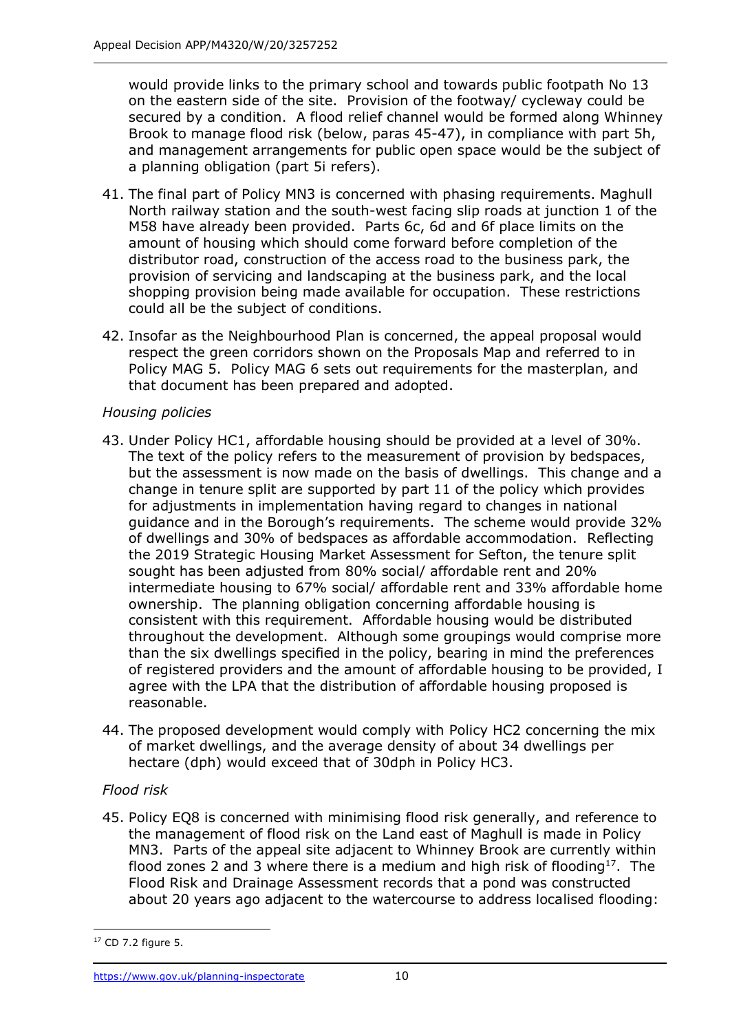would provide links to the primary school and towards public footpath No 13 on the eastern side of the site. Provision of the footway/ cycleway could be secured by a condition. A flood relief channel would be formed along Whinney Brook to manage flood risk (below, paras 45-47), in compliance with part 5h, and management arrangements for public open space would be the subject of a planning obligation (part 5i refers).

41. The final part of Policy MN3 is concerned with phasing requirements. Maghull North railway station and the south-west facing slip roads at junction 1 of the M58 have already been provided. Parts 6c, 6d and 6f place limits on the amount of housing which should come forward before completion of the distributor road, construction of the access road to the business park, the provision of servicing and landscaping at the business park, and the local shopping provision being made available for occupation. These restrictions could all be the subject of conditions.

42. Insofar as the Neighbourhood Plan is concerned, the appeal proposal would respect the green corridors shown on the Proposals Map and referred to in Policy MAG 5. Policy MAG 6 sets out requirements for the masterplan, and that document has been prepared and adopted.

*Housing policies*

43. Under Policy HC1, affordable housing should be provided at a level of 30%. The text of the policy refers to the measurement of provision by bedspaces, but the assessment is now made on the basis of dwellings. This change and a change in tenure split are supported by part 11 of the policy which provides for adjustments in implementation having regard to changes in national guidance and in the Borough's requirements. The scheme would provide 32% of dwellings and 30% of bedspaces as affordable accommodation. Reflecting the 2019 Strategic Housing Market Assessment for Sefton, the tenure split sought has been adjusted from 80% social/ affordable rent and 20% intermediate housing to 67% social/ affordable rent and 33% affordable home ownership. The planning obligation concerning affordable housing is consistent with this requirement. Affordable housing would be distributed throughout the development. Although some groupings would comprise more than the six dwellings specified in the policy, bearing in mind the preferences of registered providers and the amount of affordable housing to be provided, I agree with the LPA that the distribution of affordable housing proposed is reasonable.

44. The proposed development would comply with Policy HC2 concerning the mix of market dwellings, and the average density of about 34 dwellings per hectare (dph) would exceed that of 30dph in Policy HC3.

*Flood risk*

45. Policy EQ8 is concerned with minimising flood risk generally, and reference to the management of flood risk on the Land east of Maghull is made in Policy MN3. Parts of the appeal site adjacent to Whinney Brook are currently within flood zones 2 and 3 where there is a medium and high risk of flooding[17]. The Flood Risk and Drainage Assessment records that a pond was constructed about 20 years ago adjacent to the watercourse to address localised flooding:

[17] CD 7.2 figure 5.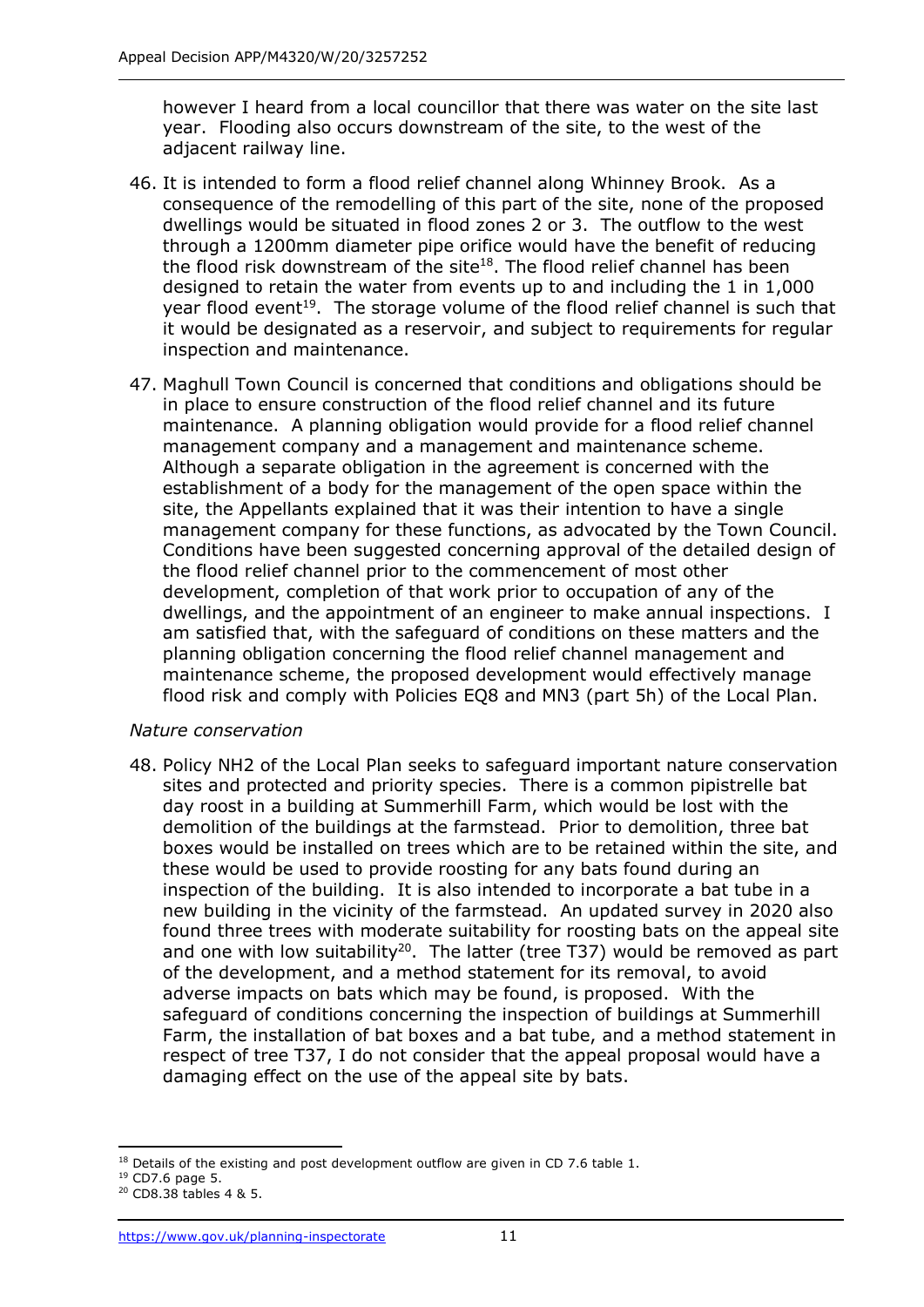however I heard from a local councillor that there was water on the site last year. Flooding also occurs downstream of the site, to the west of the adjacent railway line.

46. It is intended to form a flood relief channel along Whinney Brook. As a consequence of the remodelling of this part of the site, none of the proposed dwellings would be situated in flood zones 2 or 3. The outflow to the west through a 1200mm diameter pipe orifice would have the benefit of reducing the flood risk downstream of the site[18]. The flood relief channel has been designed to retain the water from events up to and including the 1 in 1,000 year flood event[19]. The storage volume of the flood relief channel is such that it would be designated as a reservoir, and subject to requirements for regular inspection and maintenance.

47. Maghull Town Council is concerned that conditions and obligations should be in place to ensure construction of the flood relief channel and its future maintenance. A planning obligation would provide for a flood relief channel management company and a management and maintenance scheme. Although a separate obligation in the agreement is concerned with the establishment of a body for the management of the open space within the site, the Appellants explained that it was their intention to have a single management company for these functions, as advocated by the Town Council. Conditions have been suggested concerning approval of the detailed design of the flood relief channel prior to the commencement of most other development, completion of that work prior to occupation of any of the dwellings, and the appointment of an engineer to make annual inspections. I am satisfied that, with the safeguard of conditions on these matters and the planning obligation concerning the flood relief channel management and maintenance scheme, the proposed development would effectively manage flood risk and comply with Policies EQ8 and MN3 (part 5h) of the Local Plan.

*Nature conservation*

48. Policy NH2 of the Local Plan seeks to safeguard important nature conservation sites and protected and priority species. There is a common pipistrelle bat day roost in a building at Summerhill Farm, which would be lost with the demolition of the buildings at the farmstead. Prior to demolition, three bat boxes would be installed on trees which are to be retained within the site, and these would be used to provide roosting for any bats found during an inspection of the building. It is also intended to incorporate a bat tube in a new building in the vicinity of the farmstead. An updated survey in 2020 also found three trees with moderate suitability for roosting bats on the appeal site and one with low suitability[20]. The latter (tree T37) would be removed as part of the development, and a method statement for its removal, to avoid adverse impacts on bats which may be found, is proposed. With the safeguard of conditions concerning the inspection of buildings at Summerhill Farm, the installation of bat boxes and a bat tube, and a method statement in respect of tree T37, I do not consider that the appeal proposal would have a damaging effect on the use of the appeal site by bats.

[18] Details of the existing and post development outflow are given in CD 7.6 table 1.

[19] CD7.6 page 5.

[20] CD8.38 tables 4 & 5.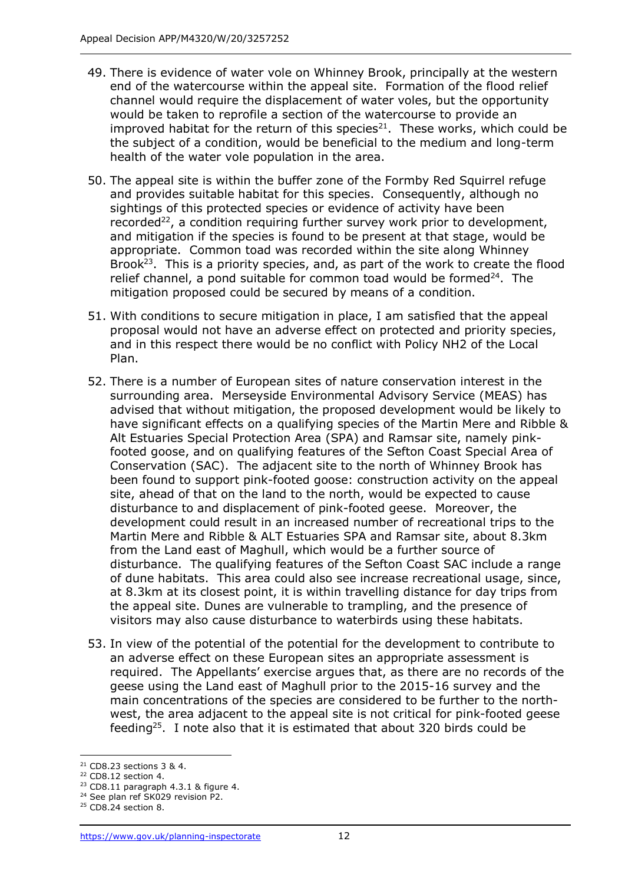49. There is evidence of water vole on Whinney Brook, principally at the western end of the watercourse within the appeal site. Formation of the flood relief channel would require the displacement of water voles, but the opportunity would be taken to reprofile a section of the watercourse to provide an improved habitat for the return of this species[21]. These works, which could be the subject of a condition, would be beneficial to the medium and long-term health of the water vole population in the area.

50. The appeal site is within the buffer zone of the Formby Red Squirrel refuge and provides suitable habitat for this species. Consequently, although no sightings of this protected species or evidence of activity have been recorded[22], a condition requiring further survey work prior to development, and mitigation if the species is found to be present at that stage, would be appropriate. Common toad was recorded within the site along Whinney Brook[23]. This is a priority species, and, as part of the work to create the flood relief channel, a pond suitable for common toad would be formed[24]. The mitigation proposed could be secured by means of a condition.

51. With conditions to secure mitigation in place, I am satisfied that the appeal proposal would not have an adverse effect on protected and priority species, and in this respect there would be no conflict with Policy NH2 of the Local Plan.

52. There is a number of European sites of nature conservation interest in the surrounding area. Merseyside Environmental Advisory Service (MEAS) has advised that without mitigation, the proposed development would be likely to have significant effects on a qualifying species of the Martin Mere and Ribble & Alt Estuaries Special Protection Area (SPA) and Ramsar site, namely pink-footed goose, and on qualifying features of the Sefton Coast Special Area of Conservation (SAC). The adjacent site to the north of Whinney Brook has been found to support pink-footed goose: construction activity on the appeal site, ahead of that on the land to the north, would be expected to cause disturbance to and displacement of pink-footed geese. Moreover, the development could result in an increased number of recreational trips to the Martin Mere and Ribble & ALT Estuaries SPA and Ramsar site, about 8.3km from the Land east of Maghull, which would be a further source of disturbance. The qualifying features of the Sefton Coast SAC include a range of dune habitats. This area could also see increase recreational usage, since, at 8.3km at its closest point, it is within travelling distance for day trips from the appeal site. Dunes are vulnerable to trampling, and the presence of visitors may also cause disturbance to waterbirds using these habitats.

53. In view of the potential of the potential for the development to contribute to an adverse effect on these European sites an appropriate assessment is required. The Appellants' exercise argues that, as there are no records of the geese using the Land east of Maghull prior to the 2015-16 survey and the main concentrations of the species are considered to be further to the north-west, the area adjacent to the appeal site is not critical for pink-footed geese feeding[25]. I note also that it is estimated that about 320 birds could be

---

[21] CD8.23 sections 3 & 4.

[22] CD8.12 section 4.

[23] CD8.11 paragraph 4.3.1 & figure 4.

[24] See plan ref SK029 revision P2.

[25] CD8.24 section 8.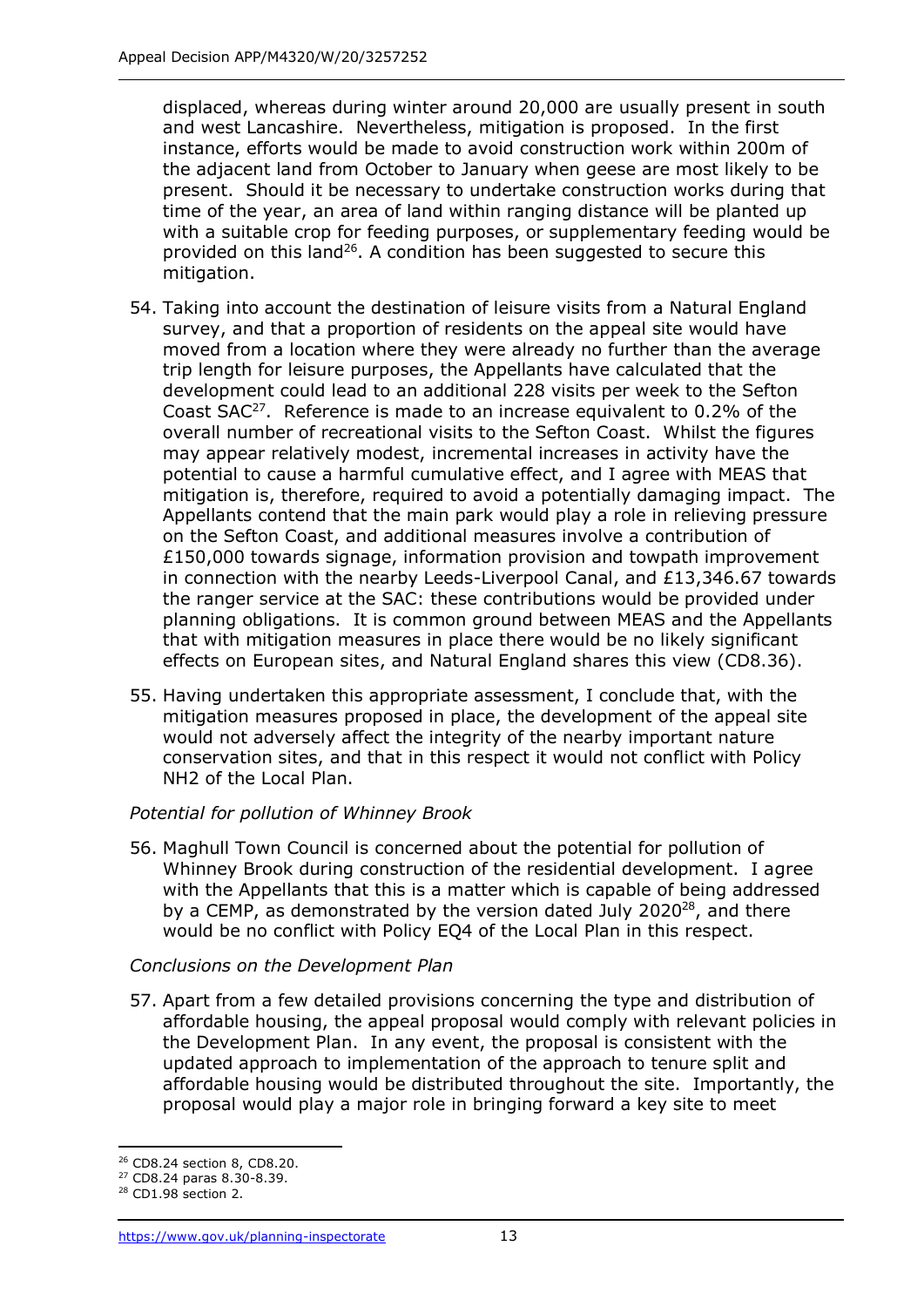displaced, whereas during winter around 20,000 are usually present in south and west Lancashire. Nevertheless, mitigation is proposed. In the first instance, efforts would be made to avoid construction work within 200m of the adjacent land from October to January when geese are most likely to be present. Should it be necessary to undertake construction works during that time of the year, an area of land within ranging distance will be planted up with a suitable crop for feeding purposes, or supplementary feeding would be provided on this land[26]. A condition has been suggested to secure this mitigation.

54. Taking into account the destination of leisure visits from a Natural England survey, and that a proportion of residents on the appeal site would have moved from a location where they were already no further than the average trip length for leisure purposes, the Appellants have calculated that the development could lead to an additional 228 visits per week to the Sefton Coast SAC[27]. Reference is made to an increase equivalent to 0.2% of the overall number of recreational visits to the Sefton Coast. Whilst the figures may appear relatively modest, incremental increases in activity have the potential to cause a harmful cumulative effect, and I agree with MEAS that mitigation is, therefore, required to avoid a potentially damaging impact. The Appellants contend that the main park would play a role in relieving pressure on the Sefton Coast, and additional measures involve a contribution of £150,000 towards signage, information provision and towpath improvement in connection with the nearby Leeds-Liverpool Canal, and £13,346.67 towards the ranger service at the SAC: these contributions would be provided under planning obligations. It is common ground between MEAS and the Appellants that with mitigation measures in place there would be no likely significant effects on European sites, and Natural England shares this view (CD8.36).

55. Having undertaken this appropriate assessment, I conclude that, with the mitigation measures proposed in place, the development of the appeal site would not adversely affect the integrity of the nearby important nature conservation sites, and that in this respect it would not conflict with Policy NH2 of the Local Plan.

*Potential for pollution of Whinney Brook*

56. Maghull Town Council is concerned about the potential for pollution of Whinney Brook during construction of the residential development. I agree with the Appellants that this is a matter which is capable of being addressed by a CEMP, as demonstrated by the version dated July 2020[28], and there would be no conflict with Policy EQ4 of the Local Plan in this respect.

*Conclusions on the Development Plan*

57. Apart from a few detailed provisions concerning the type and distribution of affordable housing, the appeal proposal would comply with relevant policies in the Development Plan. In any event, the proposal is consistent with the updated approach to implementation of the approach to tenure split and affordable housing would be distributed throughout the site. Importantly, the proposal would play a major role in bringing forward a key site to meet

---

[26] CD8.24 section 8, CD8.20.

[27] CD8.24 paras 8.30-8.39.

[28] CD1.98 section 2.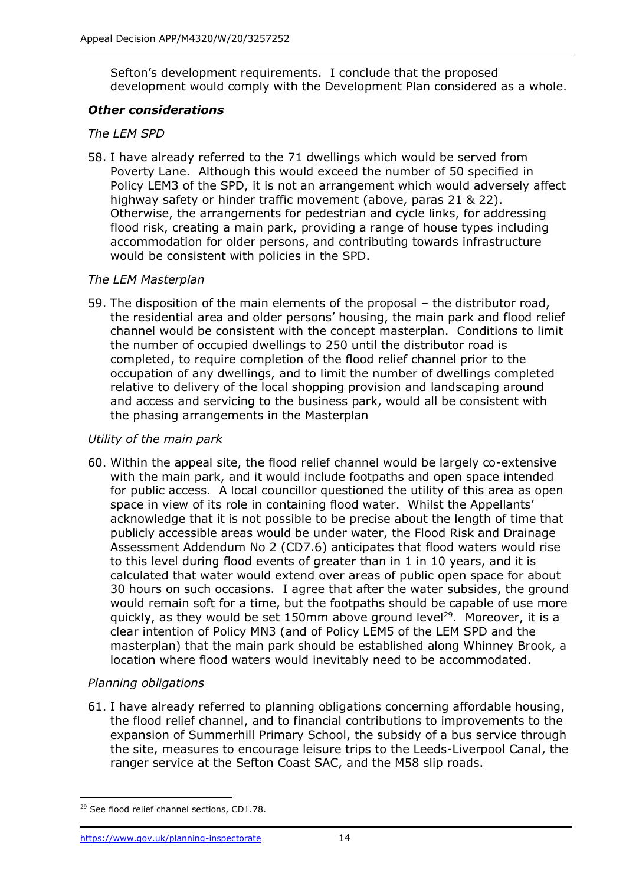Sefton's development requirements. I conclude that the proposed development would comply with the Development Plan considered as a whole.

### *Other considerations*

*The LEM SPD*

58. I have already referred to the 71 dwellings which would be served from Poverty Lane. Although this would exceed the number of 50 specified in Policy LEM3 of the SPD, it is not an arrangement which would adversely affect highway safety or hinder traffic movement (above, paras 21 & 22). Otherwise, the arrangements for pedestrian and cycle links, for addressing flood risk, creating a main park, providing a range of house types including accommodation for older persons, and contributing towards infrastructure would be consistent with policies in the SPD.

*The LEM Masterplan*

59. The disposition of the main elements of the proposal – the distributor road, the residential area and older persons' housing, the main park and flood relief channel would be consistent with the concept masterplan. Conditions to limit the number of occupied dwellings to 250 until the distributor road is completed, to require completion of the flood relief channel prior to the occupation of any dwellings, and to limit the number of dwellings completed relative to delivery of the local shopping provision and landscaping around and access and servicing to the business park, would all be consistent with the phasing arrangements in the Masterplan

*Utility of the main park*

60. Within the appeal site, the flood relief channel would be largely co-extensive with the main park, and it would include footpaths and open space intended for public access. A local councillor questioned the utility of this area as open space in view of its role in containing flood water. Whilst the Appellants' acknowledge that it is not possible to be precise about the length of time that publicly accessible areas would be under water, the Flood Risk and Drainage Assessment Addendum No 2 (CD7.6) anticipates that flood waters would rise to this level during flood events of greater than in 1 in 10 years, and it is calculated that water would extend over areas of public open space for about 30 hours on such occasions. I agree that after the water subsides, the ground would remain soft for a time, but the footpaths should be capable of use more quickly, as they would be set 150mm above ground level[29]. Moreover, it is a clear intention of Policy MN3 (and of Policy LEM5 of the LEM SPD and the masterplan) that the main park should be established along Whinney Brook, a location where flood waters would inevitably need to be accommodated.

*Planning obligations*

61. I have already referred to planning obligations concerning affordable housing, the flood relief channel, and to financial contributions to improvements to the expansion of Summerhill Primary School, the subsidy of a bus service through the site, measures to encourage leisure trips to the Leeds-Liverpool Canal, the ranger service at the Sefton Coast SAC, and the M58 slip roads.

---

[29] See flood relief channel sections, CD1.78.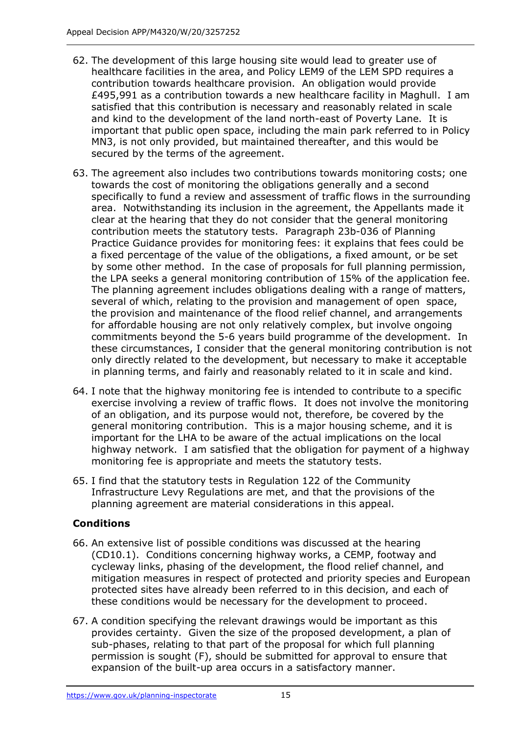62. The development of this large housing site would lead to greater use of healthcare facilities in the area, and Policy LEM9 of the LEM SPD requires a contribution towards healthcare provision. An obligation would provide £495,991 as a contribution towards a new healthcare facility in Maghull. I am satisfied that this contribution is necessary and reasonably related in scale and kind to the development of the land north-east of Poverty Lane. It is important that public open space, including the main park referred to in Policy MN3, is not only provided, but maintained thereafter, and this would be secured by the terms of the agreement.

63. The agreement also includes two contributions towards monitoring costs; one towards the cost of monitoring the obligations generally and a second specifically to fund a review and assessment of traffic flows in the surrounding area. Notwithstanding its inclusion in the agreement, the Appellants made it clear at the hearing that they do not consider that the general monitoring contribution meets the statutory tests. Paragraph 23b-036 of Planning Practice Guidance provides for monitoring fees: it explains that fees could be a fixed percentage of the value of the obligations, a fixed amount, or be set by some other method. In the case of proposals for full planning permission, the LPA seeks a general monitoring contribution of 15% of the application fee. The planning agreement includes obligations dealing with a range of matters, several of which, relating to the provision and management of open space, the provision and maintenance of the flood relief channel, and arrangements for affordable housing are not only relatively complex, but involve ongoing commitments beyond the 5-6 years build programme of the development. In these circumstances, I consider that the general monitoring contribution is not only directly related to the development, but necessary to make it acceptable in planning terms, and fairly and reasonably related to it in scale and kind.

64. I note that the highway monitoring fee is intended to contribute to a specific exercise involving a review of traffic flows. It does not involve the monitoring of an obligation, and its purpose would not, therefore, be covered by the general monitoring contribution. This is a major housing scheme, and it is important for the LHA to be aware of the actual implications on the local highway network. I am satisfied that the obligation for payment of a highway monitoring fee is appropriate and meets the statutory tests.

65. I find that the statutory tests in Regulation 122 of the Community Infrastructure Levy Regulations are met, and that the provisions of the planning agreement are material considerations in this appeal.

## Conditions

66. An extensive list of possible conditions was discussed at the hearing (CD10.1). Conditions concerning highway works, a CEMP, footway and cycleway links, phasing of the development, the flood relief channel, and mitigation measures in respect of protected and priority species and European protected sites have already been referred to in this decision, and each of these conditions would be necessary for the development to proceed.

67. A condition specifying the relevant drawings would be important as this provides certainty. Given the size of the proposed development, a plan of sub-phases, relating to that part of the proposal for which full planning permission is sought (F), should be submitted for approval to ensure that expansion of the built-up area occurs in a satisfactory manner.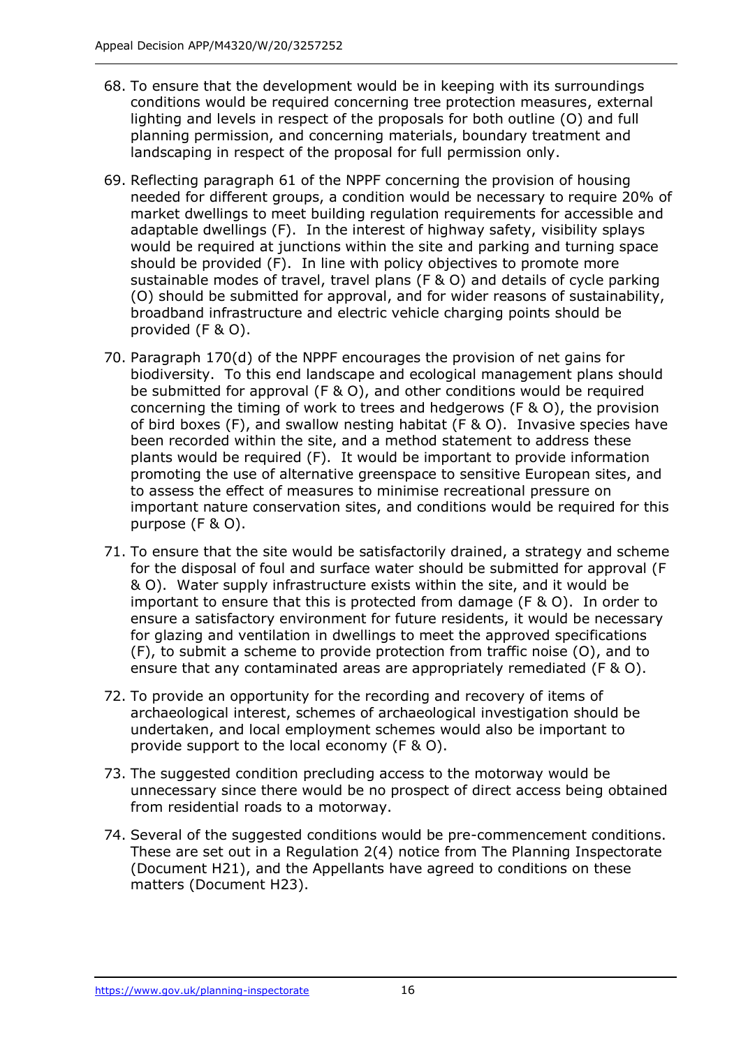68. To ensure that the development would be in keeping with its surroundings conditions would be required concerning tree protection measures, external lighting and levels in respect of the proposals for both outline (O) and full planning permission, and concerning materials, boundary treatment and landscaping in respect of the proposal for full permission only.

69. Reflecting paragraph 61 of the NPPF concerning the provision of housing needed for different groups, a condition would be necessary to require 20% of market dwellings to meet building regulation requirements for accessible and adaptable dwellings (F). In the interest of highway safety, visibility splays would be required at junctions within the site and parking and turning space should be provided (F). In line with policy objectives to promote more sustainable modes of travel, travel plans (F & O) and details of cycle parking (O) should be submitted for approval, and for wider reasons of sustainability, broadband infrastructure and electric vehicle charging points should be provided (F & O).

70. Paragraph 170(d) of the NPPF encourages the provision of net gains for biodiversity. To this end landscape and ecological management plans should be submitted for approval (F & O), and other conditions would be required concerning the timing of work to trees and hedgerows (F & O), the provision of bird boxes (F), and swallow nesting habitat (F & O). Invasive species have been recorded within the site, and a method statement to address these plants would be required (F). It would be important to provide information promoting the use of alternative greenspace to sensitive European sites, and to assess the effect of measures to minimise recreational pressure on important nature conservation sites, and conditions would be required for this purpose (F & O).

71. To ensure that the site would be satisfactorily drained, a strategy and scheme for the disposal of foul and surface water should be submitted for approval (F & O). Water supply infrastructure exists within the site, and it would be important to ensure that this is protected from damage (F & O). In order to ensure a satisfactory environment for future residents, it would be necessary for glazing and ventilation in dwellings to meet the approved specifications (F), to submit a scheme to provide protection from traffic noise (O), and to ensure that any contaminated areas are appropriately remediated (F & O).

72. To provide an opportunity for the recording and recovery of items of archaeological interest, schemes of archaeological investigation should be undertaken, and local employment schemes would also be important to provide support to the local economy (F & O).

73. The suggested condition precluding access to the motorway would be unnecessary since there would be no prospect of direct access being obtained from residential roads to a motorway.

74. Several of the suggested conditions would be pre-commencement conditions. These are set out in a Regulation 2(4) notice from The Planning Inspectorate (Document H21), and the Appellants have agreed to conditions on these matters (Document H23).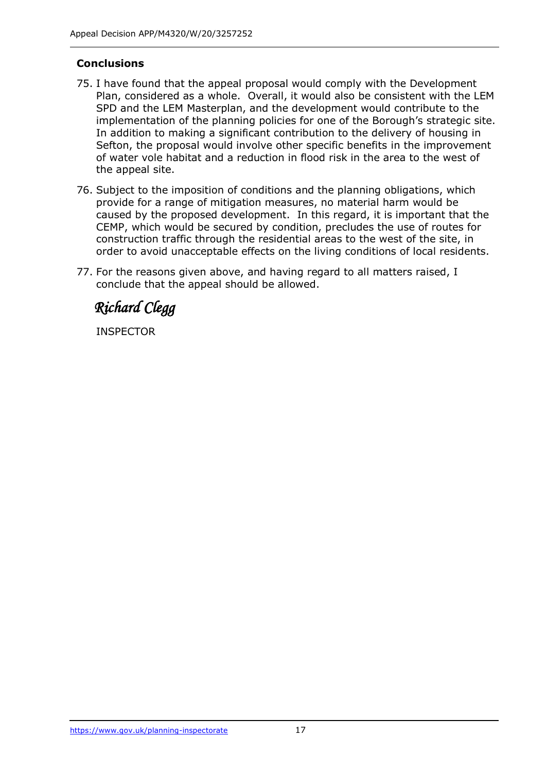**Conclusions**

75. I have found that the appeal proposal would comply with the Development Plan, considered as a whole. Overall, it would also be consistent with the LEM SPD and the LEM Masterplan, and the development would contribute to the implementation of the planning policies for one of the Borough's strategic site. In addition to making a significant contribution to the delivery of housing in Sefton, the proposal would involve other specific benefits in the improvement of water vole habitat and a reduction in flood risk in the area to the west of the appeal site.

76. Subject to the imposition of conditions and the planning obligations, which provide for a range of mitigation measures, no material harm would be caused by the proposed development. In this regard, it is important that the CEMP, which would be secured by condition, precludes the use of routes for construction traffic through the residential areas to the west of the site, in order to avoid unacceptable effects on the living conditions of local residents.

77. For the reasons given above, and having regard to all matters raised, I conclude that the appeal should be allowed.

*Richard Clegg*

INSPECTOR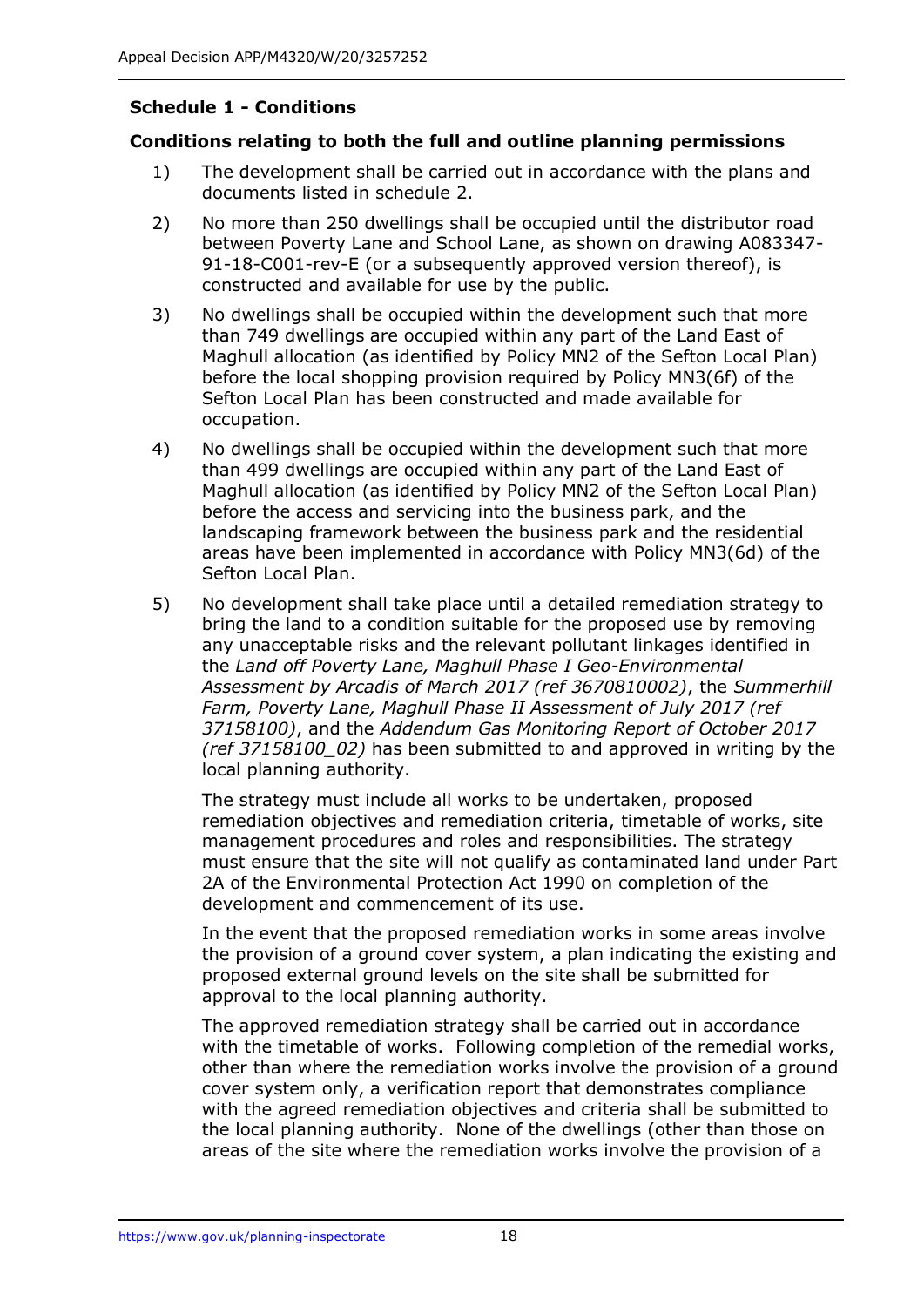**Schedule 1 - Conditions**

**Conditions relating to both the full and outline planning permissions**

1) The development shall be carried out in accordance with the plans and documents listed in schedule 2.

2) No more than 250 dwellings shall be occupied until the distributor road between Poverty Lane and School Lane, as shown on drawing A083347-91-18-C001-rev-E (or a subsequently approved version thereof), is constructed and available for use by the public.

3) No dwellings shall be occupied within the development such that more than 749 dwellings are occupied within any part of the Land East of Maghull allocation (as identified by Policy MN2 of the Sefton Local Plan) before the local shopping provision required by Policy MN3(6f) of the Sefton Local Plan has been constructed and made available for occupation.

4) No dwellings shall be occupied within the development such that more than 499 dwellings are occupied within any part of the Land East of Maghull allocation (as identified by Policy MN2 of the Sefton Local Plan) before the access and servicing into the business park, and the landscaping framework between the business park and the residential areas have been implemented in accordance with Policy MN3(6d) of the Sefton Local Plan.

5) No development shall take place until a detailed remediation strategy to bring the land to a condition suitable for the proposed use by removing any unacceptable risks and the relevant pollutant linkages identified in the *Land off Poverty Lane, Maghull Phase I Geo-Environmental Assessment by Arcadis of March 2017 (ref 3670810002)*, the *Summerhill Farm, Poverty Lane, Maghull Phase II Assessment of July 2017 (ref 37158100)*, and the *Addendum Gas Monitoring Report of October 2017 (ref 37158100_02)* has been submitted to and approved in writing by the local planning authority.

   The strategy must include all works to be undertaken, proposed remediation objectives and remediation criteria, timetable of works, site management procedures and roles and responsibilities. The strategy must ensure that the site will not qualify as contaminated land under Part 2A of the Environmental Protection Act 1990 on completion of the development and commencement of its use.

   In the event that the proposed remediation works in some areas involve the provision of a ground cover system, a plan indicating the existing and proposed external ground levels on the site shall be submitted for approval to the local planning authority.

   The approved remediation strategy shall be carried out in accordance with the timetable of works. Following completion of the remedial works, other than where the remediation works involve the provision of a ground cover system only, a verification report that demonstrates compliance with the agreed remediation objectives and criteria shall be submitted to the local planning authority. None of the dwellings (other than those on areas of the site where the remediation works involve the provision of a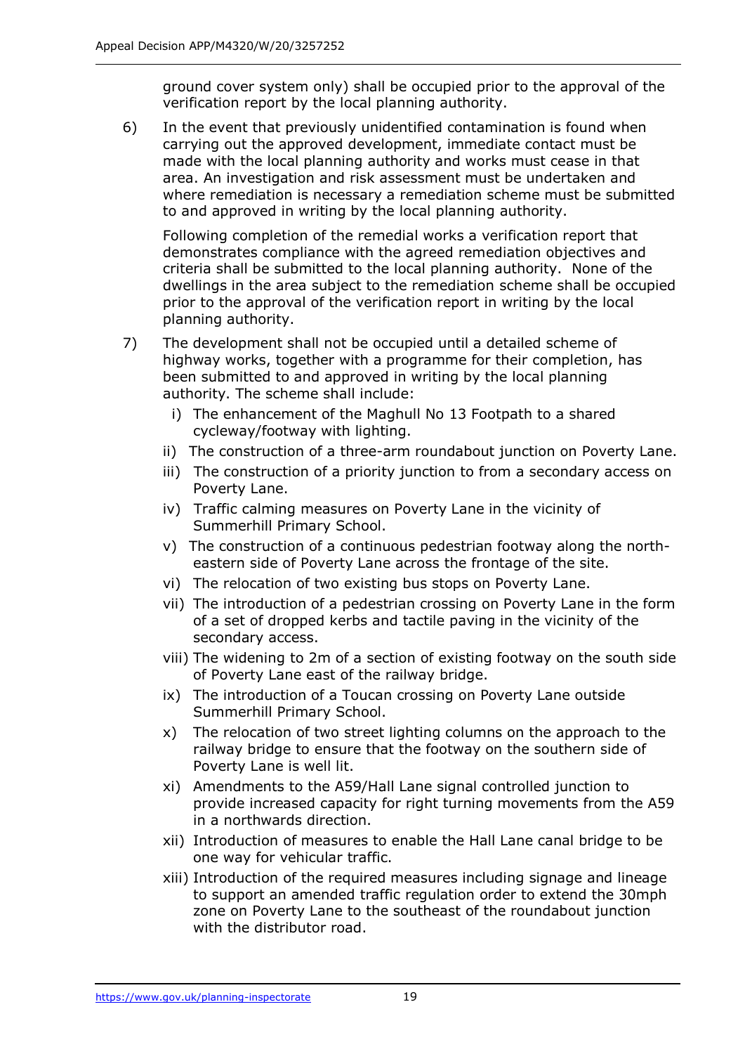ground cover system only) shall be occupied prior to the approval of the verification report by the local planning authority.

6) In the event that previously unidentified contamination is found when carrying out the approved development, immediate contact must be made with the local planning authority and works must cease in that area. An investigation and risk assessment must be undertaken and where remediation is necessary a remediation scheme must be submitted to and approved in writing by the local planning authority.

   Following completion of the remedial works a verification report that demonstrates compliance with the agreed remediation objectives and criteria shall be submitted to the local planning authority. None of the dwellings in the area subject to the remediation scheme shall be occupied prior to the approval of the verification report in writing by the local planning authority.

7) The development shall not be occupied until a detailed scheme of highway works, together with a programme for their completion, has been submitted to and approved in writing by the local planning authority. The scheme shall include:

   i) The enhancement of the Maghull No 13 Footpath to a shared cycleway/footway with lighting.
   ii) The construction of a three-arm roundabout junction on Poverty Lane.
   iii) The construction of a priority junction to from a secondary access on Poverty Lane.
   iv) Traffic calming measures on Poverty Lane in the vicinity of Summerhill Primary School.
   v) The construction of a continuous pedestrian footway along the north-eastern side of Poverty Lane across the frontage of the site.
   vi) The relocation of two existing bus stops on Poverty Lane.
   vii) The introduction of a pedestrian crossing on Poverty Lane in the form of a set of dropped kerbs and tactile paving in the vicinity of the secondary access.
   viii) The widening to 2m of a section of existing footway on the south side of Poverty Lane east of the railway bridge.
   ix) The introduction of a Toucan crossing on Poverty Lane outside Summerhill Primary School.
   x) The relocation of two street lighting columns on the approach to the railway bridge to ensure that the footway on the southern side of Poverty Lane is well lit.
   xi) Amendments to the A59/Hall Lane signal controlled junction to provide increased capacity for right turning movements from the A59 in a northwards direction.
   xii) Introduction of measures to enable the Hall Lane canal bridge to be one way for vehicular traffic.
   xiii) Introduction of the required measures including signage and lineage to support an amended traffic regulation order to extend the 30mph zone on Poverty Lane to the southeast of the roundabout junction with the distributor road.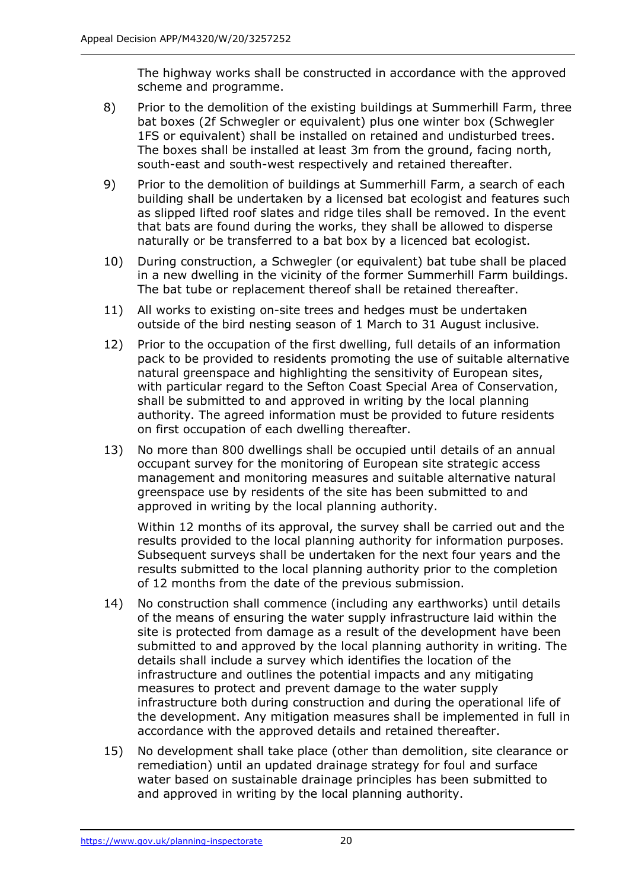The highway works shall be constructed in accordance with the approved scheme and programme.

8) Prior to the demolition of the existing buildings at Summerhill Farm, three bat boxes (2f Schwegler or equivalent) plus one winter box (Schwegler 1FS or equivalent) shall be installed on retained and undisturbed trees. The boxes shall be installed at least 3m from the ground, facing north, south-east and south-west respectively and retained thereafter.

9) Prior to the demolition of buildings at Summerhill Farm, a search of each building shall be undertaken by a licensed bat ecologist and features such as slipped lifted roof slates and ridge tiles shall be removed. In the event that bats are found during the works, they shall be allowed to disperse naturally or be transferred to a bat box by a licenced bat ecologist.

10) During construction, a Schwegler (or equivalent) bat tube shall be placed in a new dwelling in the vicinity of the former Summerhill Farm buildings. The bat tube or replacement thereof shall be retained thereafter.

11) All works to existing on-site trees and hedges must be undertaken outside of the bird nesting season of 1 March to 31 August inclusive.

12) Prior to the occupation of the first dwelling, full details of an information pack to be provided to residents promoting the use of suitable alternative natural greenspace and highlighting the sensitivity of European sites, with particular regard to the Sefton Coast Special Area of Conservation, shall be submitted to and approved in writing by the local planning authority. The agreed information must be provided to future residents on first occupation of each dwelling thereafter.

13) No more than 800 dwellings shall be occupied until details of an annual occupant survey for the monitoring of European site strategic access management and monitoring measures and suitable alternative natural greenspace use by residents of the site has been submitted to and approved in writing by the local planning authority.

    Within 12 months of its approval, the survey shall be carried out and the results provided to the local planning authority for information purposes. Subsequent surveys shall be undertaken for the next four years and the results submitted to the local planning authority prior to the completion of 12 months from the date of the previous submission.

14) No construction shall commence (including any earthworks) until details of the means of ensuring the water supply infrastructure laid within the site is protected from damage as a result of the development have been submitted to and approved by the local planning authority in writing. The details shall include a survey which identifies the location of the infrastructure and outlines the potential impacts and any mitigating measures to protect and prevent damage to the water supply infrastructure both during construction and during the operational life of the development. Any mitigation measures shall be implemented in full in accordance with the approved details and retained thereafter.

15) No development shall take place (other than demolition, site clearance or remediation) until an updated drainage strategy for foul and surface water based on sustainable drainage principles has been submitted to and approved in writing by the local planning authority.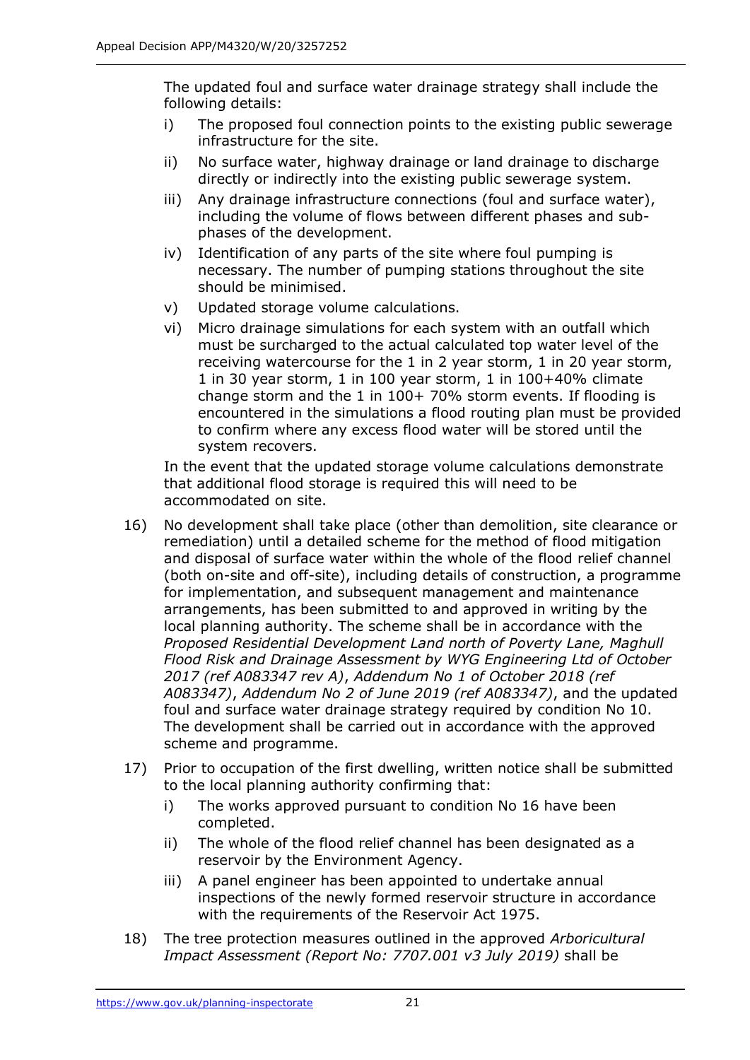The updated foul and surface water drainage strategy shall include the following details:

- i) The proposed foul connection points to the existing public sewerage infrastructure for the site.
- ii) No surface water, highway drainage or land drainage to discharge directly or indirectly into the existing public sewerage system.
- iii) Any drainage infrastructure connections (foul and surface water), including the volume of flows between different phases and sub-phases of the development.
- iv) Identification of any parts of the site where foul pumping is necessary. The number of pumping stations throughout the site should be minimised.
- v) Updated storage volume calculations.
- vi) Micro drainage simulations for each system with an outfall which must be surcharged to the actual calculated top water level of the receiving watercourse for the 1 in 2 year storm, 1 in 20 year storm, 1 in 30 year storm, 1 in 100 year storm, 1 in 100+40% climate change storm and the 1 in 100+ 70% storm events. If flooding is encountered in the simulations a flood routing plan must be provided to confirm where any excess flood water will be stored until the system recovers.

In the event that the updated storage volume calculations demonstrate that additional flood storage is required this will need to be accommodated on site.

16) No development shall take place (other than demolition, site clearance or remediation) until a detailed scheme for the method of flood mitigation and disposal of surface water within the whole of the flood relief channel (both on-site and off-site), including details of construction, a programme for implementation, and subsequent management and maintenance arrangements, has been submitted to and approved in writing by the local planning authority. The scheme shall be in accordance with the *Proposed Residential Development Land north of Poverty Lane, Maghull Flood Risk and Drainage Assessment by WYG Engineering Ltd of October 2017 (ref A083347 rev A)*, *Addendum No 1 of October 2018 (ref A083347)*, *Addendum No 2 of June 2019 (ref A083347)*, and the updated foul and surface water drainage strategy required by condition No 10. The development shall be carried out in accordance with the approved scheme and programme.

17) Prior to occupation of the first dwelling, written notice shall be submitted to the local planning authority confirming that:
    - i) The works approved pursuant to condition No 16 have been completed.
    - ii) The whole of the flood relief channel has been designated as a reservoir by the Environment Agency.
    - iii) A panel engineer has been appointed to undertake annual inspections of the newly formed reservoir structure in accordance with the requirements of the Reservoir Act 1975.

18) The tree protection measures outlined in the approved *Arboricultural Impact Assessment (Report No: 7707.001 v3 July 2019)* shall be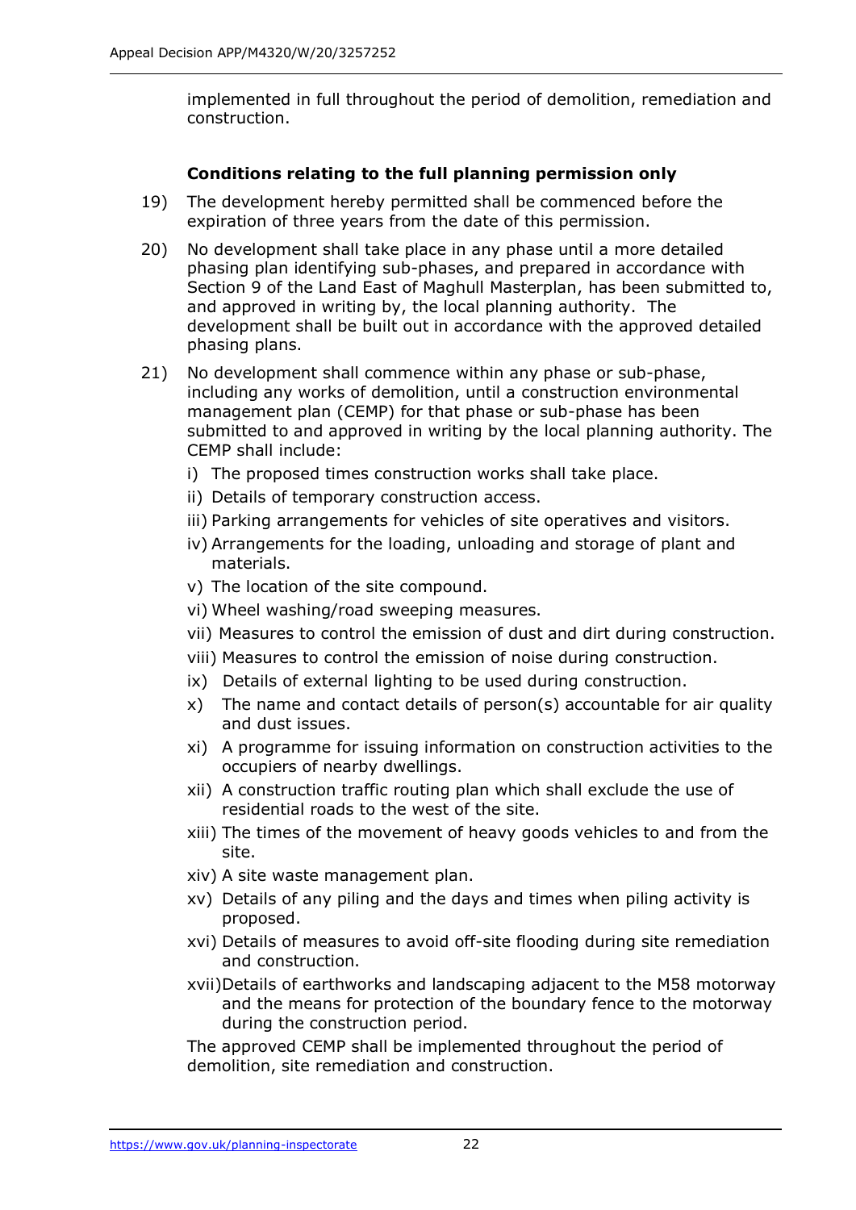implemented in full throughout the period of demolition, remediation and construction.

**Conditions relating to the full planning permission only**

19) The development hereby permitted shall be commenced before the expiration of three years from the date of this permission.

20) No development shall take place in any phase until a more detailed phasing plan identifying sub-phases, and prepared in accordance with Section 9 of the Land East of Maghull Masterplan, has been submitted to, and approved in writing by, the local planning authority. The development shall be built out in accordance with the approved detailed phasing plans.

21) No development shall commence within any phase or sub-phase, including any works of demolition, until a construction environmental management plan (CEMP) for that phase or sub-phase has been submitted to and approved in writing by the local planning authority. The CEMP shall include:

    i) The proposed times construction works shall take place.
    ii) Details of temporary construction access.
    iii) Parking arrangements for vehicles of site operatives and visitors.
    iv) Arrangements for the loading, unloading and storage of plant and materials.
    v) The location of the site compound.
    vi) Wheel washing/road sweeping measures.
    vii) Measures to control the emission of dust and dirt during construction.
    viii) Measures to control the emission of noise during construction.
    ix) Details of external lighting to be used during construction.
    x) The name and contact details of person(s) accountable for air quality and dust issues.
    xi) A programme for issuing information on construction activities to the occupiers of nearby dwellings.
    xii) A construction traffic routing plan which shall exclude the use of residential roads to the west of the site.
    xiii) The times of the movement of heavy goods vehicles to and from the site.
    xiv) A site waste management plan.
    xv) Details of any piling and the days and times when piling activity is proposed.
    xvi) Details of measures to avoid off-site flooding during site remediation and construction.
    xvii) Details of earthworks and landscaping adjacent to the M58 motorway and the means for protection of the boundary fence to the motorway during the construction period.

    The approved CEMP shall be implemented throughout the period of demolition, site remediation and construction.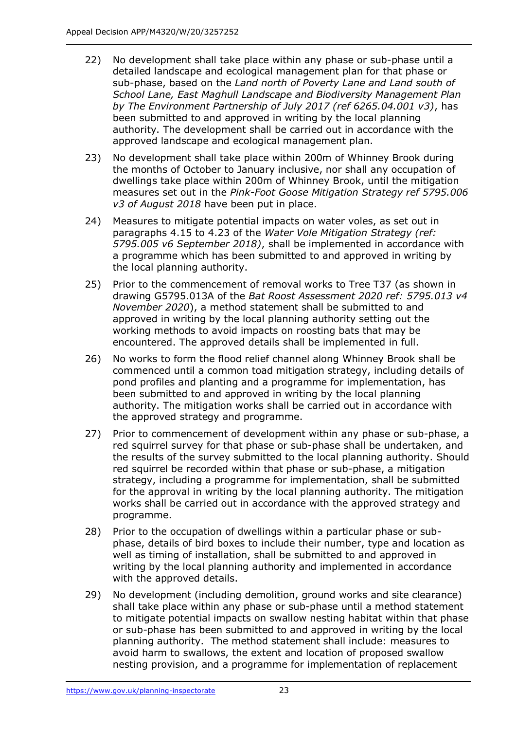22) No development shall take place within any phase or sub-phase until a detailed landscape and ecological management plan for that phase or sub-phase, based on the *Land north of Poverty Lane and Land south of School Lane, East Maghull Landscape and Biodiversity Management Plan by The Environment Partnership of July 2017 (ref 6265.04.001 v3)*, has been submitted to and approved in writing by the local planning authority. The development shall be carried out in accordance with the approved landscape and ecological management plan.

23) No development shall take place within 200m of Whinney Brook during the months of October to January inclusive, nor shall any occupation of dwellings take place within 200m of Whinney Brook, until the mitigation measures set out in the *Pink-Foot Goose Mitigation Strategy ref 5795.006 v3 of August 2018* have been put in place.

24) Measures to mitigate potential impacts on water voles, as set out in paragraphs 4.15 to 4.23 of the *Water Vole Mitigation Strategy (ref: 5795.005 v6 September 2018)*, shall be implemented in accordance with a programme which has been submitted to and approved in writing by the local planning authority.

25) Prior to the commencement of removal works to Tree T37 (as shown in drawing G5795.013A of the *Bat Roost Assessment 2020 ref: 5795.013 v4 November 2020*), a method statement shall be submitted to and approved in writing by the local planning authority setting out the working methods to avoid impacts on roosting bats that may be encountered. The approved details shall be implemented in full.

26) No works to form the flood relief channel along Whinney Brook shall be commenced until a common toad mitigation strategy, including details of pond profiles and planting and a programme for implementation, has been submitted to and approved in writing by the local planning authority. The mitigation works shall be carried out in accordance with the approved strategy and programme.

27) Prior to commencement of development within any phase or sub-phase, a red squirrel survey for that phase or sub-phase shall be undertaken, and the results of the survey submitted to the local planning authority. Should red squirrel be recorded within that phase or sub-phase, a mitigation strategy, including a programme for implementation, shall be submitted for the approval in writing by the local planning authority. The mitigation works shall be carried out in accordance with the approved strategy and programme.

28) Prior to the occupation of dwellings within a particular phase or sub-phase, details of bird boxes to include their number, type and location as well as timing of installation, shall be submitted to and approved in writing by the local planning authority and implemented in accordance with the approved details.

29) No development (including demolition, ground works and site clearance) shall take place within any phase or sub-phase until a method statement to mitigate potential impacts on swallow nesting habitat within that phase or sub-phase has been submitted to and approved in writing by the local planning authority. The method statement shall include: measures to avoid harm to swallows, the extent and location of proposed swallow nesting provision, and a programme for implementation of replacement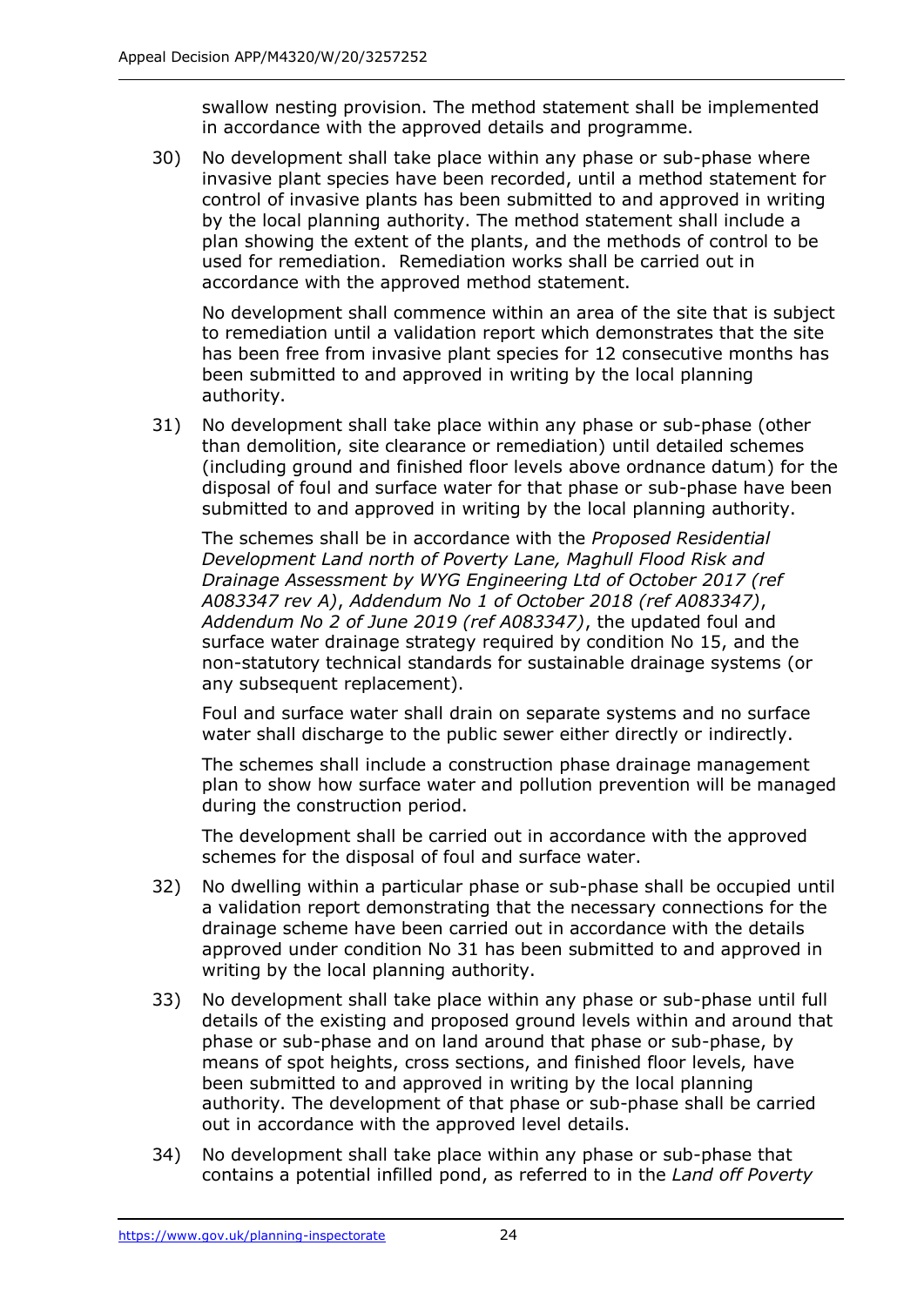swallow nesting provision. The method statement shall be implemented in accordance with the approved details and programme.

30) No development shall take place within any phase or sub-phase where invasive plant species have been recorded, until a method statement for control of invasive plants has been submitted to and approved in writing by the local planning authority. The method statement shall include a plan showing the extent of the plants, and the methods of control to be used for remediation. Remediation works shall be carried out in accordance with the approved method statement.

    No development shall commence within an area of the site that is subject to remediation until a validation report which demonstrates that the site has been free from invasive plant species for 12 consecutive months has been submitted to and approved in writing by the local planning authority.

31) No development shall take place within any phase or sub-phase (other than demolition, site clearance or remediation) until detailed schemes (including ground and finished floor levels above ordnance datum) for the disposal of foul and surface water for that phase or sub-phase have been submitted to and approved in writing by the local planning authority.

    The schemes shall be in accordance with the *Proposed Residential Development Land north of Poverty Lane, Maghull Flood Risk and Drainage Assessment by WYG Engineering Ltd of October 2017 (ref A083347 rev A)*, *Addendum No 1 of October 2018 (ref A083347)*, *Addendum No 2 of June 2019 (ref A083347)*, the updated foul and surface water drainage strategy required by condition No 15, and the non-statutory technical standards for sustainable drainage systems (or any subsequent replacement).

    Foul and surface water shall drain on separate systems and no surface water shall discharge to the public sewer either directly or indirectly.

    The schemes shall include a construction phase drainage management plan to show how surface water and pollution prevention will be managed during the construction period.

    The development shall be carried out in accordance with the approved schemes for the disposal of foul and surface water.

32) No dwelling within a particular phase or sub-phase shall be occupied until a validation report demonstrating that the necessary connections for the drainage scheme have been carried out in accordance with the details approved under condition No 31 has been submitted to and approved in writing by the local planning authority.

33) No development shall take place within any phase or sub-phase until full details of the existing and proposed ground levels within and around that phase or sub-phase and on land around that phase or sub-phase, by means of spot heights, cross sections, and finished floor levels, have been submitted to and approved in writing by the local planning authority. The development of that phase or sub-phase shall be carried out in accordance with the approved level details.

34) No development shall take place within any phase or sub-phase that contains a potential infilled pond, as referred to in the *Land off Poverty*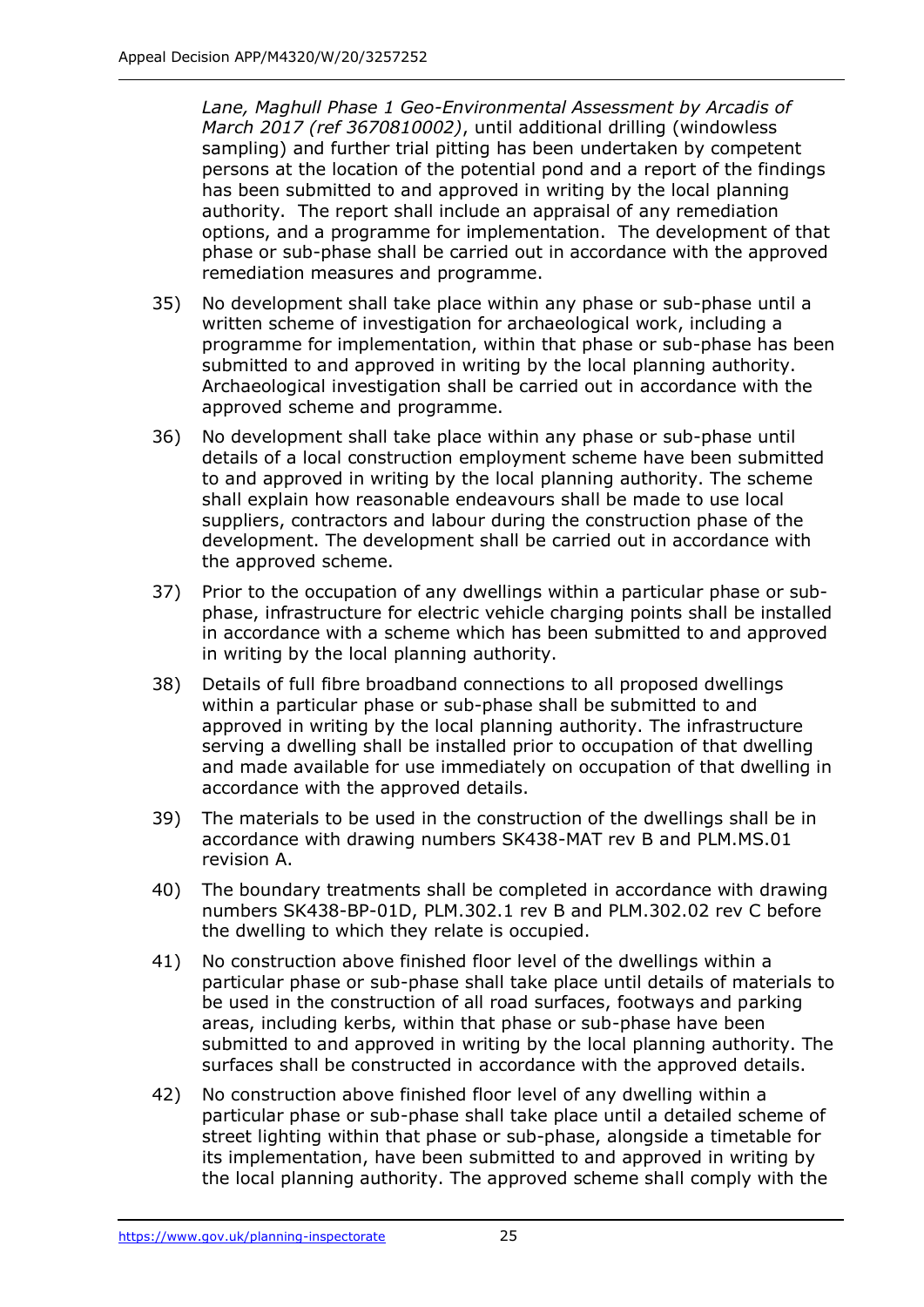*Lane, Maghull Phase 1 Geo-Environmental Assessment by Arcadis of March 2017 (ref 3670810002)*, until additional drilling (windowless sampling) and further trial pitting has been undertaken by competent persons at the location of the potential pond and a report of the findings has been submitted to and approved in writing by the local planning authority. The report shall include an appraisal of any remediation options, and a programme for implementation. The development of that phase or sub-phase shall be carried out in accordance with the approved remediation measures and programme.

35) No development shall take place within any phase or sub-phase until a written scheme of investigation for archaeological work, including a programme for implementation, within that phase or sub-phase has been submitted to and approved in writing by the local planning authority. Archaeological investigation shall be carried out in accordance with the approved scheme and programme.

36) No development shall take place within any phase or sub-phase until details of a local construction employment scheme have been submitted to and approved in writing by the local planning authority. The scheme shall explain how reasonable endeavours shall be made to use local suppliers, contractors and labour during the construction phase of the development. The development shall be carried out in accordance with the approved scheme.

37) Prior to the occupation of any dwellings within a particular phase or sub-phase, infrastructure for electric vehicle charging points shall be installed in accordance with a scheme which has been submitted to and approved in writing by the local planning authority.

38) Details of full fibre broadband connections to all proposed dwellings within a particular phase or sub-phase shall be submitted to and approved in writing by the local planning authority. The infrastructure serving a dwelling shall be installed prior to occupation of that dwelling and made available for use immediately on occupation of that dwelling in accordance with the approved details.

39) The materials to be used in the construction of the dwellings shall be in accordance with drawing numbers SK438-MAT rev B and PLM.MS.01 revision A.

40) The boundary treatments shall be completed in accordance with drawing numbers SK438-BP-01D, PLM.302.1 rev B and PLM.302.02 rev C before the dwelling to which they relate is occupied.

41) No construction above finished floor level of the dwellings within a particular phase or sub-phase shall take place until details of materials to be used in the construction of all road surfaces, footways and parking areas, including kerbs, within that phase or sub-phase have been submitted to and approved in writing by the local planning authority. The surfaces shall be constructed in accordance with the approved details.

42) No construction above finished floor level of any dwelling within a particular phase or sub-phase shall take place until a detailed scheme of street lighting within that phase or sub-phase, alongside a timetable for its implementation, have been submitted to and approved in writing by the local planning authority. The approved scheme shall comply with the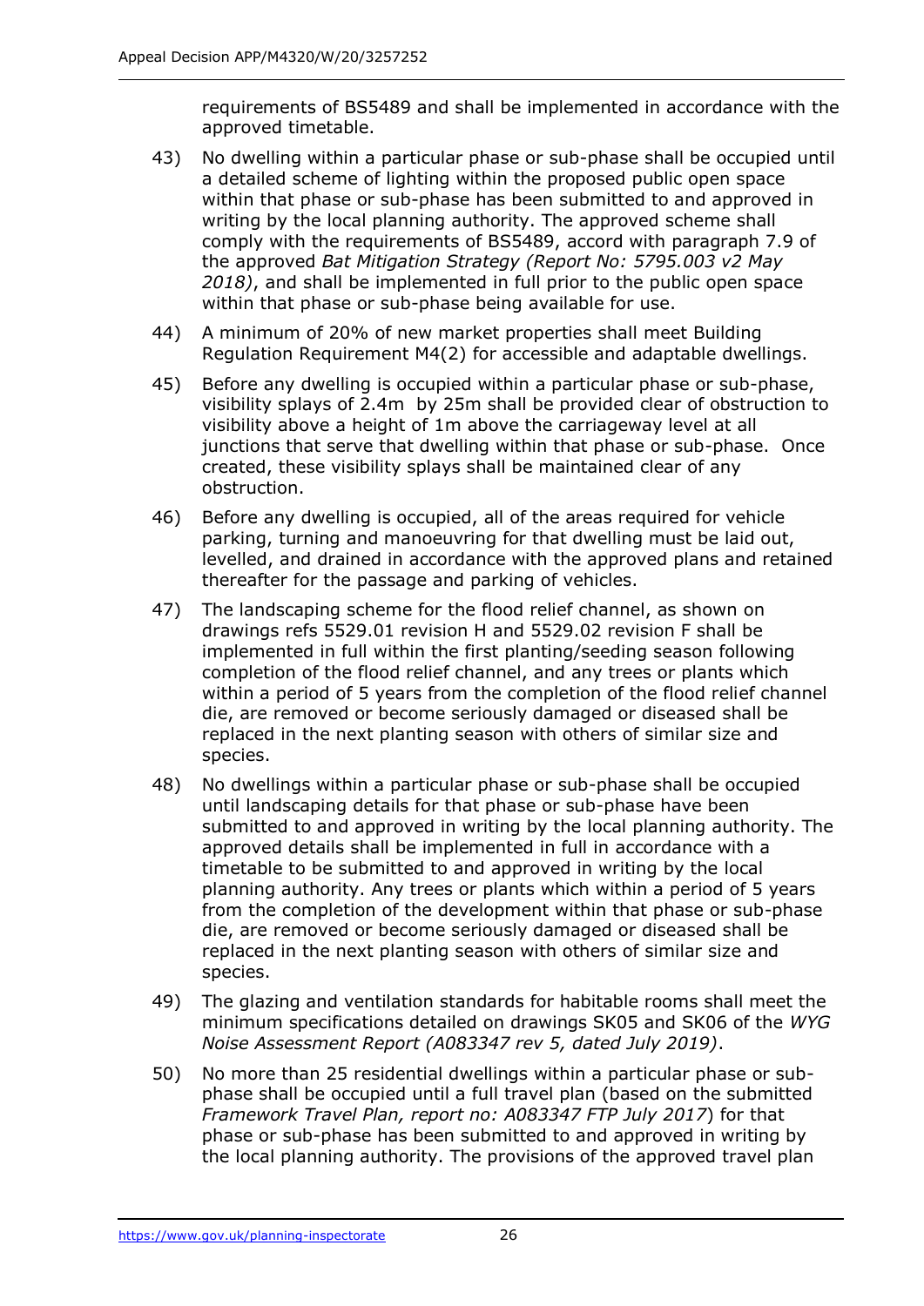requirements of BS5489 and shall be implemented in accordance with the approved timetable.

43) No dwelling within a particular phase or sub-phase shall be occupied until a detailed scheme of lighting within the proposed public open space within that phase or sub-phase has been submitted to and approved in writing by the local planning authority. The approved scheme shall comply with the requirements of BS5489, accord with paragraph 7.9 of the approved *Bat Mitigation Strategy (Report No: 5795.003 v2 May 2018)*, and shall be implemented in full prior to the public open space within that phase or sub-phase being available for use.

44) A minimum of 20% of new market properties shall meet Building Regulation Requirement M4(2) for accessible and adaptable dwellings.

45) Before any dwelling is occupied within a particular phase or sub-phase, visibility splays of 2.4m by 25m shall be provided clear of obstruction to visibility above a height of 1m above the carriageway level at all junctions that serve that dwelling within that phase or sub-phase. Once created, these visibility splays shall be maintained clear of any obstruction.

46) Before any dwelling is occupied, all of the areas required for vehicle parking, turning and manoeuvring for that dwelling must be laid out, levelled, and drained in accordance with the approved plans and retained thereafter for the passage and parking of vehicles.

47) The landscaping scheme for the flood relief channel, as shown on drawings refs 5529.01 revision H and 5529.02 revision F shall be implemented in full within the first planting/seeding season following completion of the flood relief channel, and any trees or plants which within a period of 5 years from the completion of the flood relief channel die, are removed or become seriously damaged or diseased shall be replaced in the next planting season with others of similar size and species.

48) No dwellings within a particular phase or sub-phase shall be occupied until landscaping details for that phase or sub-phase have been submitted to and approved in writing by the local planning authority. The approved details shall be implemented in full in accordance with a timetable to be submitted to and approved in writing by the local planning authority. Any trees or plants which within a period of 5 years from the completion of the development within that phase or sub-phase die, are removed or become seriously damaged or diseased shall be replaced in the next planting season with others of similar size and species.

49) The glazing and ventilation standards for habitable rooms shall meet the minimum specifications detailed on drawings SK05 and SK06 of the *WYG Noise Assessment Report (A083347 rev 5, dated July 2019)*.

50) No more than 25 residential dwellings within a particular phase or sub-phase shall be occupied until a full travel plan (based on the submitted *Framework Travel Plan, report no: A083347 FTP July 2017*) for that phase or sub-phase has been submitted to and approved in writing by the local planning authority. The provisions of the approved travel plan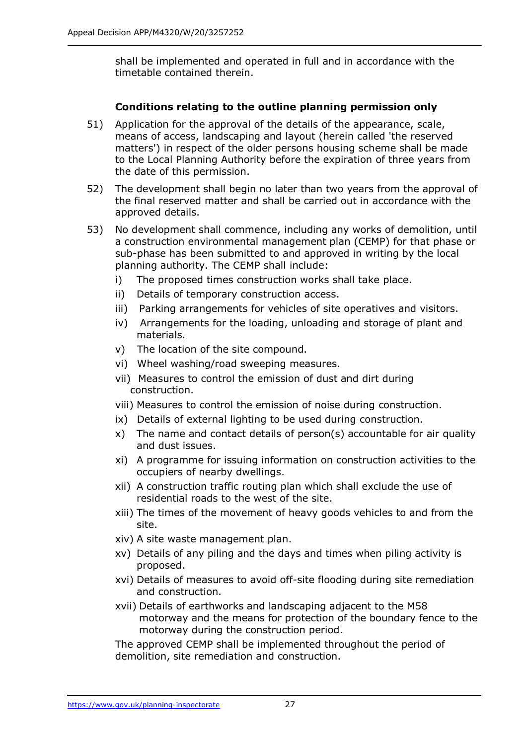shall be implemented and operated in full and in accordance with the timetable contained therein.

**Conditions relating to the outline planning permission only**

51) Application for the approval of the details of the appearance, scale, means of access, landscaping and layout (herein called 'the reserved matters') in respect of the older persons housing scheme shall be made to the Local Planning Authority before the expiration of three years from the date of this permission.

52) The development shall begin no later than two years from the approval of the final reserved matter and shall be carried out in accordance with the approved details.

53) No development shall commence, including any works of demolition, until a construction environmental management plan (CEMP) for that phase or sub-phase has been submitted to and approved in writing by the local planning authority. The CEMP shall include:

    i) The proposed times construction works shall take place.
    ii) Details of temporary construction access.
    iii) Parking arrangements for vehicles of site operatives and visitors.
    iv) Arrangements for the loading, unloading and storage of plant and materials.
    v) The location of the site compound.
    vi) Wheel washing/road sweeping measures.
    vii) Measures to control the emission of dust and dirt during construction.
    viii) Measures to control the emission of noise during construction.
    ix) Details of external lighting to be used during construction.
    x) The name and contact details of person(s) accountable for air quality and dust issues.
    xi) A programme for issuing information on construction activities to the occupiers of nearby dwellings.
    xii) A construction traffic routing plan which shall exclude the use of residential roads to the west of the site.
    xiii) The times of the movement of heavy goods vehicles to and from the site.
    xiv) A site waste management plan.
    xv) Details of any piling and the days and times when piling activity is proposed.
    xvi) Details of measures to avoid off-site flooding during site remediation and construction.
    xvii) Details of earthworks and landscaping adjacent to the M58 motorway and the means for protection of the boundary fence to the motorway during the construction period.

    The approved CEMP shall be implemented throughout the period of demolition, site remediation and construction.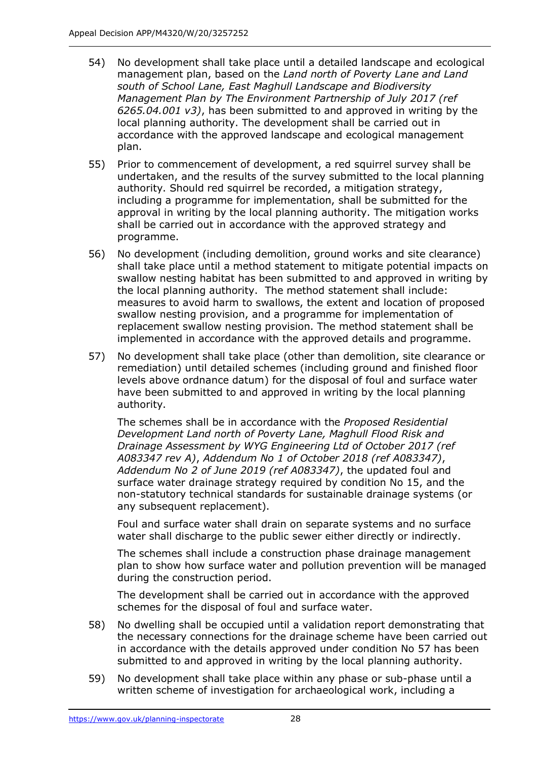54) No development shall take place until a detailed landscape and ecological management plan, based on the *Land north of Poverty Lane and Land south of School Lane, East Maghull Landscape and Biodiversity Management Plan by The Environment Partnership of July 2017 (ref 6265.04.001 v3)*, has been submitted to and approved in writing by the local planning authority. The development shall be carried out in accordance with the approved landscape and ecological management plan.

55) Prior to commencement of development, a red squirrel survey shall be undertaken, and the results of the survey submitted to the local planning authority. Should red squirrel be recorded, a mitigation strategy, including a programme for implementation, shall be submitted for the approval in writing by the local planning authority. The mitigation works shall be carried out in accordance with the approved strategy and programme.

56) No development (including demolition, ground works and site clearance) shall take place until a method statement to mitigate potential impacts on swallow nesting habitat has been submitted to and approved in writing by the local planning authority. The method statement shall include: measures to avoid harm to swallows, the extent and location of proposed swallow nesting provision, and a programme for implementation of replacement swallow nesting provision. The method statement shall be implemented in accordance with the approved details and programme.

57) No development shall take place (other than demolition, site clearance or remediation) until detailed schemes (including ground and finished floor levels above ordnance datum) for the disposal of foul and surface water have been submitted to and approved in writing by the local planning authority.

    The schemes shall be in accordance with the *Proposed Residential Development Land north of Poverty Lane, Maghull Flood Risk and Drainage Assessment by WYG Engineering Ltd of October 2017 (ref A083347 rev A)*, *Addendum No 1 of October 2018 (ref A083347)*, *Addendum No 2 of June 2019 (ref A083347)*, the updated foul and surface water drainage strategy required by condition No 15, and the non-statutory technical standards for sustainable drainage systems (or any subsequent replacement).

    Foul and surface water shall drain on separate systems and no surface water shall discharge to the public sewer either directly or indirectly.

    The schemes shall include a construction phase drainage management plan to show how surface water and pollution prevention will be managed during the construction period.

    The development shall be carried out in accordance with the approved schemes for the disposal of foul and surface water.

58) No dwelling shall be occupied until a validation report demonstrating that the necessary connections for the drainage scheme have been carried out in accordance with the details approved under condition No 57 has been submitted to and approved in writing by the local planning authority.

59) No development shall take place within any phase or sub-phase until a written scheme of investigation for archaeological work, including a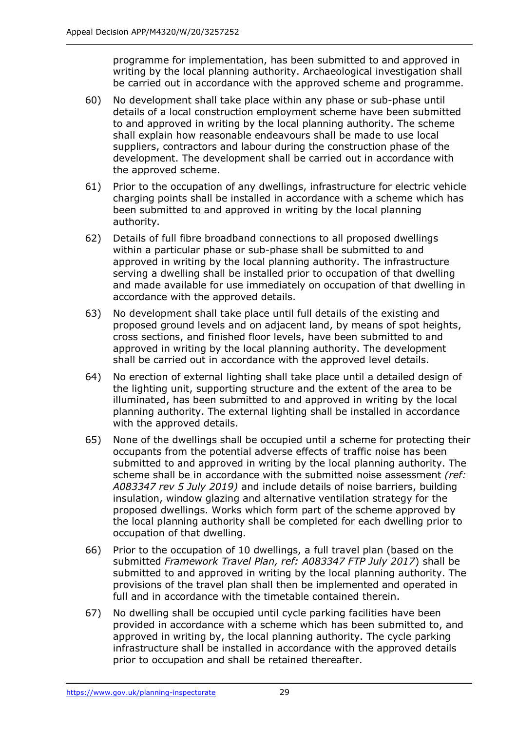programme for implementation, has been submitted to and approved in writing by the local planning authority. Archaeological investigation shall be carried out in accordance with the approved scheme and programme.

60) No development shall take place within any phase or sub-phase until details of a local construction employment scheme have been submitted to and approved in writing by the local planning authority. The scheme shall explain how reasonable endeavours shall be made to use local suppliers, contractors and labour during the construction phase of the development. The development shall be carried out in accordance with the approved scheme.

61) Prior to the occupation of any dwellings, infrastructure for electric vehicle charging points shall be installed in accordance with a scheme which has been submitted to and approved in writing by the local planning authority.

62) Details of full fibre broadband connections to all proposed dwellings within a particular phase or sub-phase shall be submitted to and approved in writing by the local planning authority. The infrastructure serving a dwelling shall be installed prior to occupation of that dwelling and made available for use immediately on occupation of that dwelling in accordance with the approved details.

63) No development shall take place until full details of the existing and proposed ground levels and on adjacent land, by means of spot heights, cross sections, and finished floor levels, have been submitted to and approved in writing by the local planning authority. The development shall be carried out in accordance with the approved level details.

64) No erection of external lighting shall take place until a detailed design of the lighting unit, supporting structure and the extent of the area to be illuminated, has been submitted to and approved in writing by the local planning authority. The external lighting shall be installed in accordance with the approved details.

65) None of the dwellings shall be occupied until a scheme for protecting their occupants from the potential adverse effects of traffic noise has been submitted to and approved in writing by the local planning authority. The scheme shall be in accordance with the submitted noise assessment *(ref: A083347 rev 5 July 2019)* and include details of noise barriers, building insulation, window glazing and alternative ventilation strategy for the proposed dwellings. Works which form part of the scheme approved by the local planning authority shall be completed for each dwelling prior to occupation of that dwelling.

66) Prior to the occupation of 10 dwellings, a full travel plan (based on the submitted *Framework Travel Plan, ref: A083347 FTP July 2017*) shall be submitted to and approved in writing by the local planning authority. The provisions of the travel plan shall then be implemented and operated in full and in accordance with the timetable contained therein.

67) No dwelling shall be occupied until cycle parking facilities have been provided in accordance with a scheme which has been submitted to, and approved in writing by, the local planning authority. The cycle parking infrastructure shall be installed in accordance with the approved details prior to occupation and shall be retained thereafter.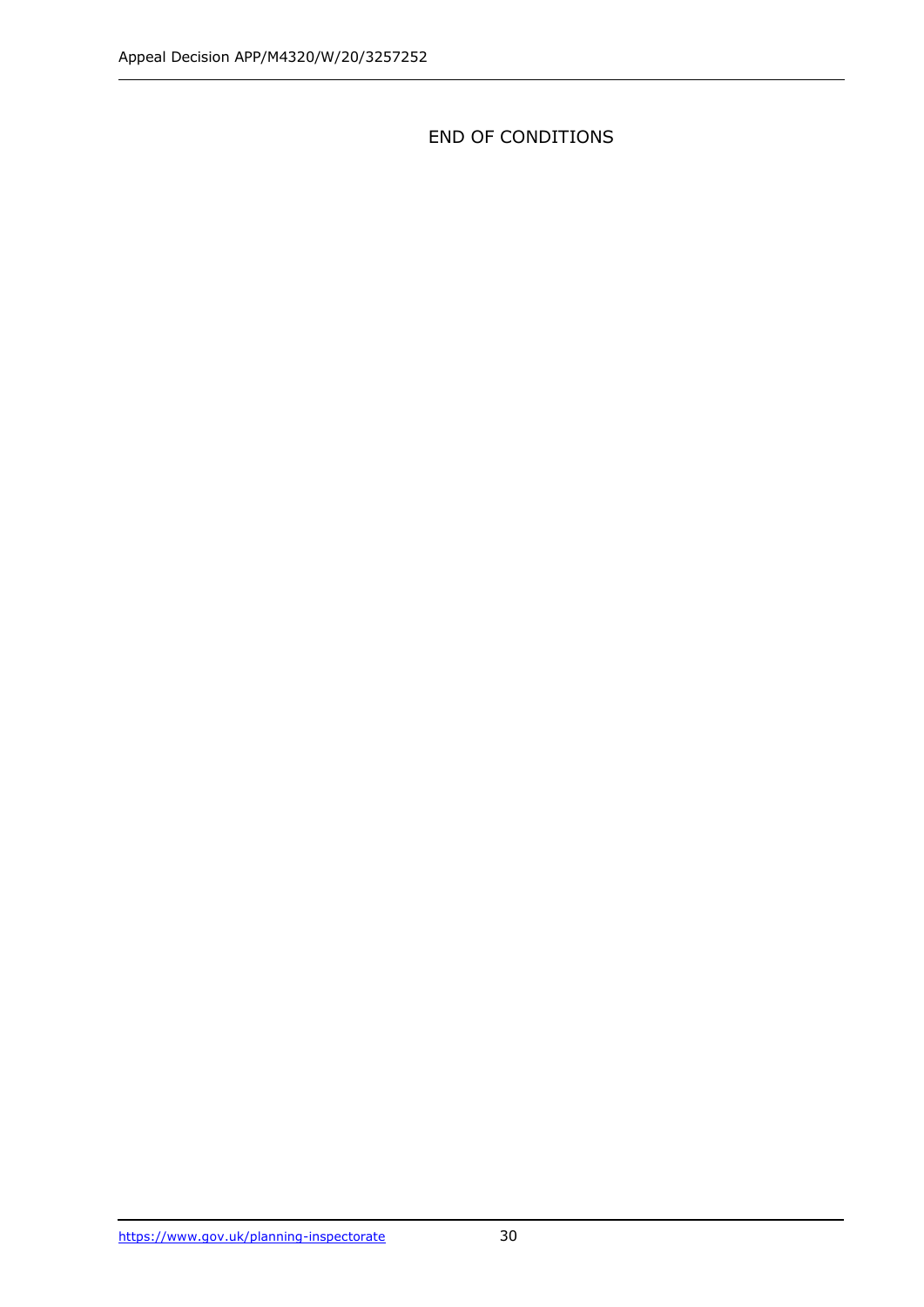END OF CONDITIONS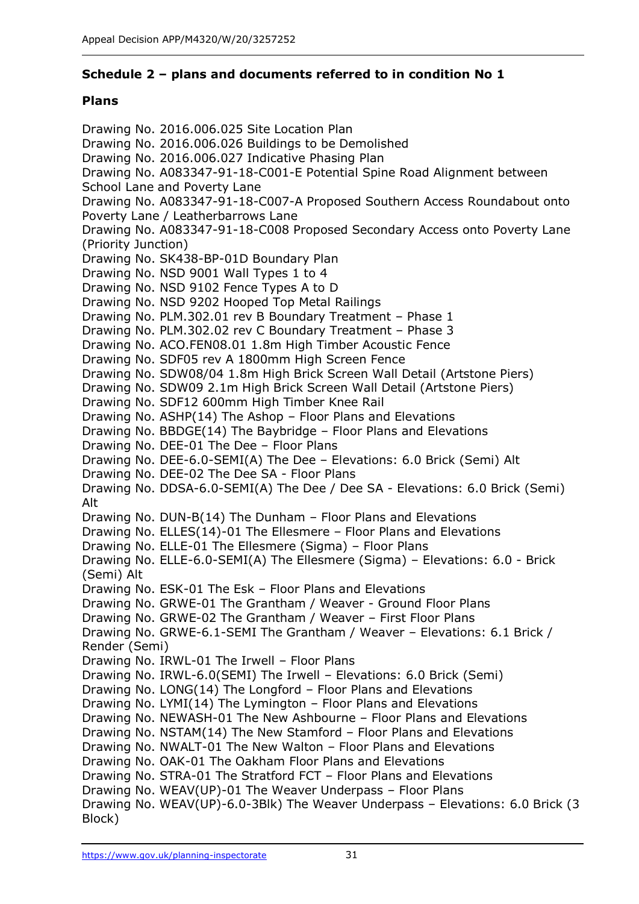### Schedule 2 – plans and documents referred to in condition No 1

#### Plans

Drawing No. 2016.006.025 Site Location Plan
Drawing No. 2016.006.026 Buildings to be Demolished
Drawing No. 2016.006.027 Indicative Phasing Plan
Drawing No. A083347-91-18-C001-E Potential Spine Road Alignment between School Lane and Poverty Lane
Drawing No. A083347-91-18-C007-A Proposed Southern Access Roundabout onto Poverty Lane / Leatherbarrows Lane
Drawing No. A083347-91-18-C008 Proposed Secondary Access onto Poverty Lane (Priority Junction)
Drawing No. SK438-BP-01D Boundary Plan
Drawing No. NSD 9001 Wall Types 1 to 4
Drawing No. NSD 9102 Fence Types A to D
Drawing No. NSD 9202 Hooped Top Metal Railings
Drawing No. PLM.302.01 rev B Boundary Treatment – Phase 1
Drawing No. PLM.302.02 rev C Boundary Treatment – Phase 3
Drawing No. ACO.FEN08.01 1.8m High Timber Acoustic Fence
Drawing No. SDF05 rev A 1800mm High Screen Fence
Drawing No. SDW08/04 1.8m High Brick Screen Wall Detail (Artstone Piers)
Drawing No. SDW09 2.1m High Brick Screen Wall Detail (Artstone Piers)
Drawing No. SDF12 600mm High Timber Knee Rail
Drawing No. ASHP(14) The Ashop – Floor Plans and Elevations
Drawing No. BBDGE(14) The Baybridge – Floor Plans and Elevations
Drawing No. DEE-01 The Dee – Floor Plans
Drawing No. DEE-6.0-SEMI(A) The Dee – Elevations: 6.0 Brick (Semi) Alt
Drawing No. DEE-02 The Dee SA - Floor Plans
Drawing No. DDSA-6.0-SEMI(A) The Dee / Dee SA - Elevations: 6.0 Brick (Semi) Alt
Drawing No. DUN-B(14) The Dunham – Floor Plans and Elevations
Drawing No. ELLES(14)-01 The Ellesmere – Floor Plans and Elevations
Drawing No. ELLE-01 The Ellesmere (Sigma) – Floor Plans
Drawing No. ELLE-6.0-SEMI(A) The Ellesmere (Sigma) – Elevations: 6.0 - Brick (Semi) Alt
Drawing No. ESK-01 The Esk – Floor Plans and Elevations
Drawing No. GRWE-01 The Grantham / Weaver - Ground Floor Plans
Drawing No. GRWE-02 The Grantham / Weaver – First Floor Plans
Drawing No. GRWE-6.1-SEMI The Grantham / Weaver – Elevations: 6.1 Brick / Render (Semi)
Drawing No. IRWL-01 The Irwell – Floor Plans
Drawing No. IRWL-6.0(SEMI) The Irwell – Elevations: 6.0 Brick (Semi)
Drawing No. LONG(14) The Longford – Floor Plans and Elevations
Drawing No. LYMI(14) The Lymington – Floor Plans and Elevations
Drawing No. NEWASH-01 The New Ashbourne – Floor Plans and Elevations
Drawing No. NSTAM(14) The New Stamford – Floor Plans and Elevations
Drawing No. NWALT-01 The New Walton – Floor Plans and Elevations
Drawing No. OAK-01 The Oakham Floor Plans and Elevations
Drawing No. STRA-01 The Stratford FCT – Floor Plans and Elevations
Drawing No. WEAV(UP)-01 The Weaver Underpass – Floor Plans
Drawing No. WEAV(UP)-6.0-3Blk) The Weaver Underpass – Elevations: 6.0 Brick (3 Block)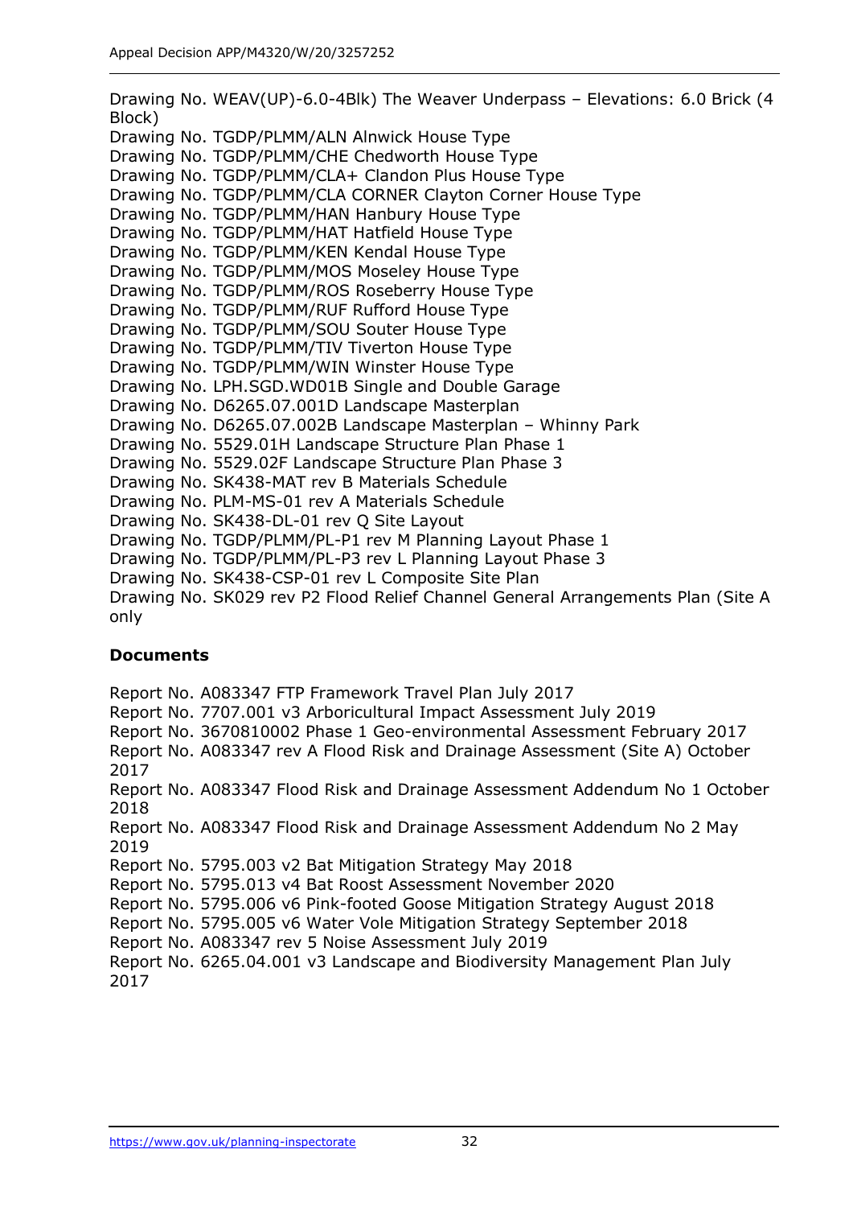Drawing No. WEAV(UP)-6.0-4Blk) The Weaver Underpass – Elevations: 6.0 Brick (4 Block)
Drawing No. TGDP/PLMM/ALN Alnwick House Type
Drawing No. TGDP/PLMM/CHE Chedworth House Type
Drawing No. TGDP/PLMM/CLA+ Clandon Plus House Type
Drawing No. TGDP/PLMM/CLA CORNER Clayton Corner House Type
Drawing No. TGDP/PLMM/HAN Hanbury House Type
Drawing No. TGDP/PLMM/HAT Hatfield House Type
Drawing No. TGDP/PLMM/KEN Kendal House Type
Drawing No. TGDP/PLMM/MOS Moseley House Type
Drawing No. TGDP/PLMM/ROS Roseberry House Type
Drawing No. TGDP/PLMM/RUF Rufford House Type
Drawing No. TGDP/PLMM/SOU Souter House Type
Drawing No. TGDP/PLMM/TIV Tiverton House Type
Drawing No. TGDP/PLMM/WIN Winster House Type
Drawing No. LPH.SGD.WD01B Single and Double Garage
Drawing No. D6265.07.001D Landscape Masterplan
Drawing No. D6265.07.002B Landscape Masterplan – Whinny Park
Drawing No. 5529.01H Landscape Structure Plan Phase 1
Drawing No. 5529.02F Landscape Structure Plan Phase 3
Drawing No. SK438-MAT rev B Materials Schedule
Drawing No. PLM-MS-01 rev A Materials Schedule
Drawing No. SK438-DL-01 rev Q Site Layout
Drawing No. TGDP/PLMM/PL-P1 rev M Planning Layout Phase 1
Drawing No. TGDP/PLMM/PL-P3 rev L Planning Layout Phase 3
Drawing No. SK438-CSP-01 rev L Composite Site Plan
Drawing No. SK029 rev P2 Flood Relief Channel General Arrangements Plan (Site A only

**Documents**

Report No. A083347 FTP Framework Travel Plan July 2017
Report No. 7707.001 v3 Arboricultural Impact Assessment July 2019
Report No. 3670810002 Phase 1 Geo-environmental Assessment February 2017
Report No. A083347 rev A Flood Risk and Drainage Assessment (Site A) October 2017
Report No. A083347 Flood Risk and Drainage Assessment Addendum No 1 October 2018
Report No. A083347 Flood Risk and Drainage Assessment Addendum No 2 May 2019
Report No. 5795.003 v2 Bat Mitigation Strategy May 2018
Report No. 5795.013 v4 Bat Roost Assessment November 2020
Report No. 5795.006 v6 Pink-footed Goose Mitigation Strategy August 2018
Report No. 5795.005 v6 Water Vole Mitigation Strategy September 2018
Report No. A083347 rev 5 Noise Assessment July 2019
Report No. 6265.04.001 v3 Landscape and Biodiversity Management Plan July 2017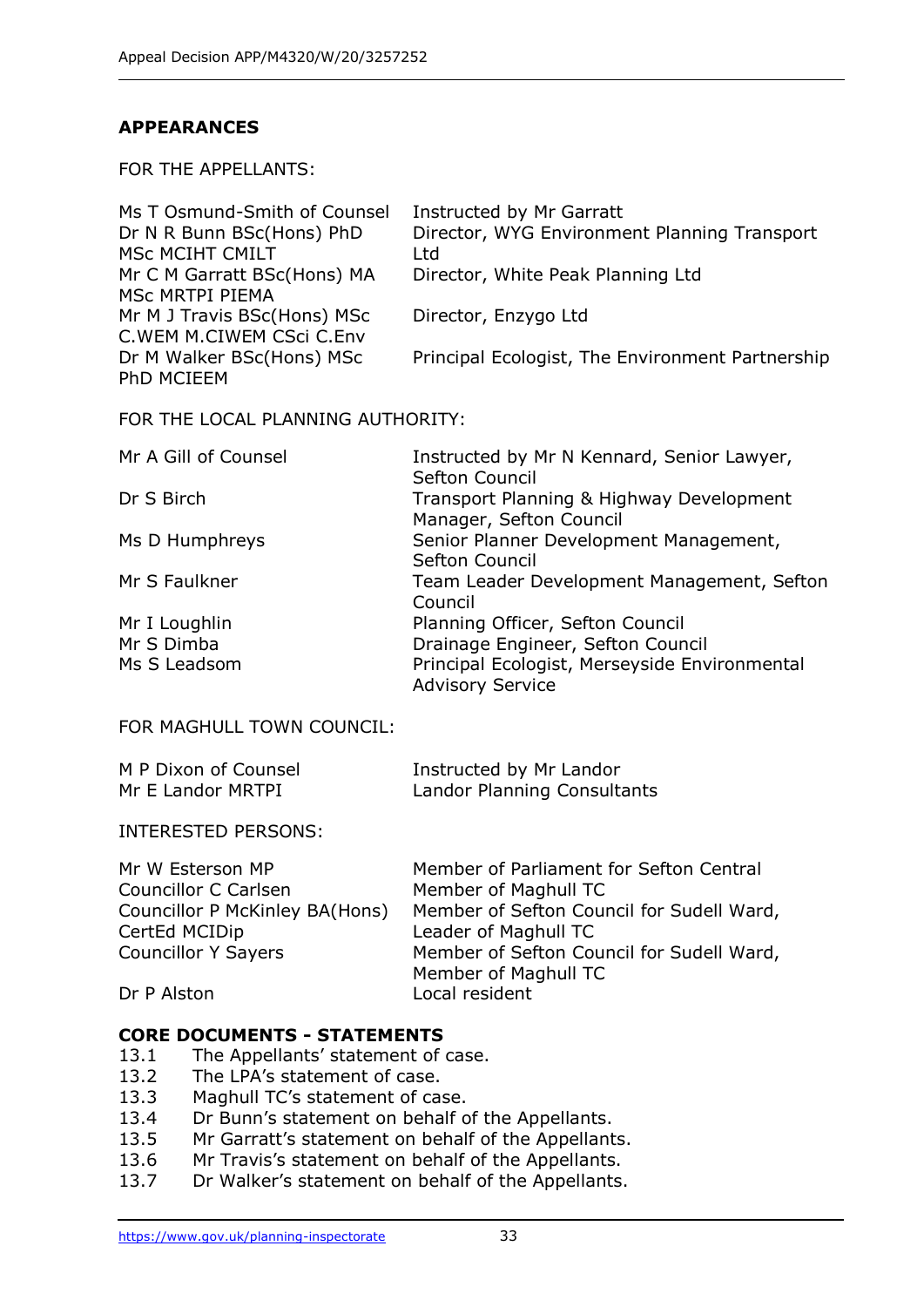## APPEARANCES

FOR THE APPELLANTS:

| | |
|---|---|
| Ms T Osmund-Smith of Counsel | Instructed by Mr Garratt |
| Dr N R Bunn BSc(Hons) PhD MSc MCIHT CMILT | Director, WYG Environment Planning Transport Ltd |
| Mr C M Garratt BSc(Hons) MA MSc MRTPI PIEMA | Director, White Peak Planning Ltd |
| Mr M J Travis BSc(Hons) MSc C.WEM M.CIWEM CSci C.Env | Director, Enzygo Ltd |
| Dr M Walker BSc(Hons) MSc PhD MCIEEM | Principal Ecologist, The Environment Partnership |

FOR THE LOCAL PLANNING AUTHORITY:

| | |
|---|---|
| Mr A Gill of Counsel | Instructed by Mr N Kennard, Senior Lawyer, Sefton Council |
| Dr S Birch | Transport Planning & Highway Development Manager, Sefton Council |
| Ms D Humphreys | Senior Planner Development Management, Sefton Council |
| Mr S Faulkner | Team Leader Development Management, Sefton Council |
| Mr I Loughlin | Planning Officer, Sefton Council |
| Mr S Dimba | Drainage Engineer, Sefton Council |
| Ms S Leadsom | Principal Ecologist, Merseyside Environmental Advisory Service |

FOR MAGHULL TOWN COUNCIL:

| | |
|---|---|
| M P Dixon of Counsel | Instructed by Mr Landor |
| Mr E Landor MRTPI | Landor Planning Consultants |

INTERESTED PERSONS:

| | |
|---|---|
| Mr W Esterson MP | Member of Parliament for Sefton Central |
| Councillor C Carlsen | Member of Maghull TC |
| Councillor P McKinley BA(Hons) CertEd MCIDip | Member of Sefton Council for Sudell Ward, Leader of Maghull TC |
| Councillor Y Sayers | Member of Sefton Council for Sudell Ward, Member of Maghull TC |
| Dr P Alston | Local resident |

## CORE DOCUMENTS - STATEMENTS

13.1 The Appellants' statement of case.
13.2 The LPA's statement of case.
13.3 Maghull TC's statement of case.
13.4 Dr Bunn's statement on behalf of the Appellants.
13.5 Mr Garratt's statement on behalf of the Appellants.
13.6 Mr Travis's statement on behalf of the Appellants.
13.7 Dr Walker's statement on behalf of the Appellants.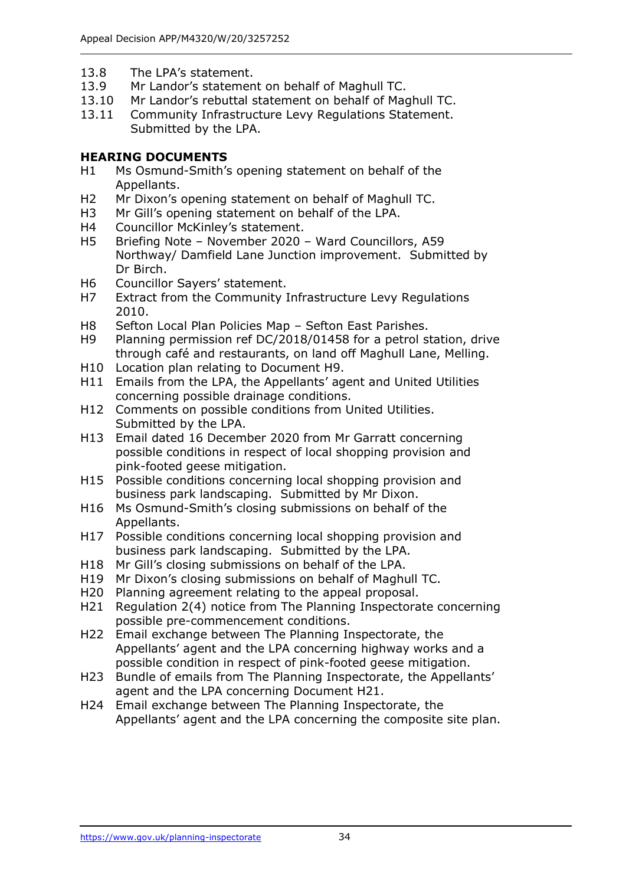13.8 The LPA's statement.
13.9 Mr Landor's statement on behalf of Maghull TC.
13.10 Mr Landor's rebuttal statement on behalf of Maghull TC.
13.11 Community Infrastructure Levy Regulations Statement. Submitted by the LPA.

**HEARING DOCUMENTS**

H1 Ms Osmund-Smith's opening statement on behalf of the Appellants.
H2 Mr Dixon's opening statement on behalf of Maghull TC.
H3 Mr Gill's opening statement on behalf of the LPA.
H4 Councillor McKinley's statement.
H5 Briefing Note – November 2020 – Ward Councillors, A59 Northway/ Damfield Lane Junction improvement. Submitted by Dr Birch.
H6 Councillor Sayers' statement.
H7 Extract from the Community Infrastructure Levy Regulations 2010.
H8 Sefton Local Plan Policies Map – Sefton East Parishes.
H9 Planning permission ref DC/2018/01458 for a petrol station, drive through café and restaurants, on land off Maghull Lane, Melling.
H10 Location plan relating to Document H9.
H11 Emails from the LPA, the Appellants' agent and United Utilities concerning possible drainage conditions.
H12 Comments on possible conditions from United Utilities. Submitted by the LPA.
H13 Email dated 16 December 2020 from Mr Garratt concerning possible conditions in respect of local shopping provision and pink-footed geese mitigation.
H15 Possible conditions concerning local shopping provision and business park landscaping. Submitted by Mr Dixon.
H16 Ms Osmund-Smith's closing submissions on behalf of the Appellants.
H17 Possible conditions concerning local shopping provision and business park landscaping. Submitted by the LPA.
H18 Mr Gill's closing submissions on behalf of the LPA.
H19 Mr Dixon's closing submissions on behalf of Maghull TC.
H20 Planning agreement relating to the appeal proposal.
H21 Regulation 2(4) notice from The Planning Inspectorate concerning possible pre-commencement conditions.
H22 Email exchange between The Planning Inspectorate, the Appellants' agent and the LPA concerning highway works and a possible condition in respect of pink-footed geese mitigation.
H23 Bundle of emails from The Planning Inspectorate, the Appellants' agent and the LPA concerning Document H21.
H24 Email exchange between The Planning Inspectorate, the Appellants' agent and the LPA concerning the composite site plan.